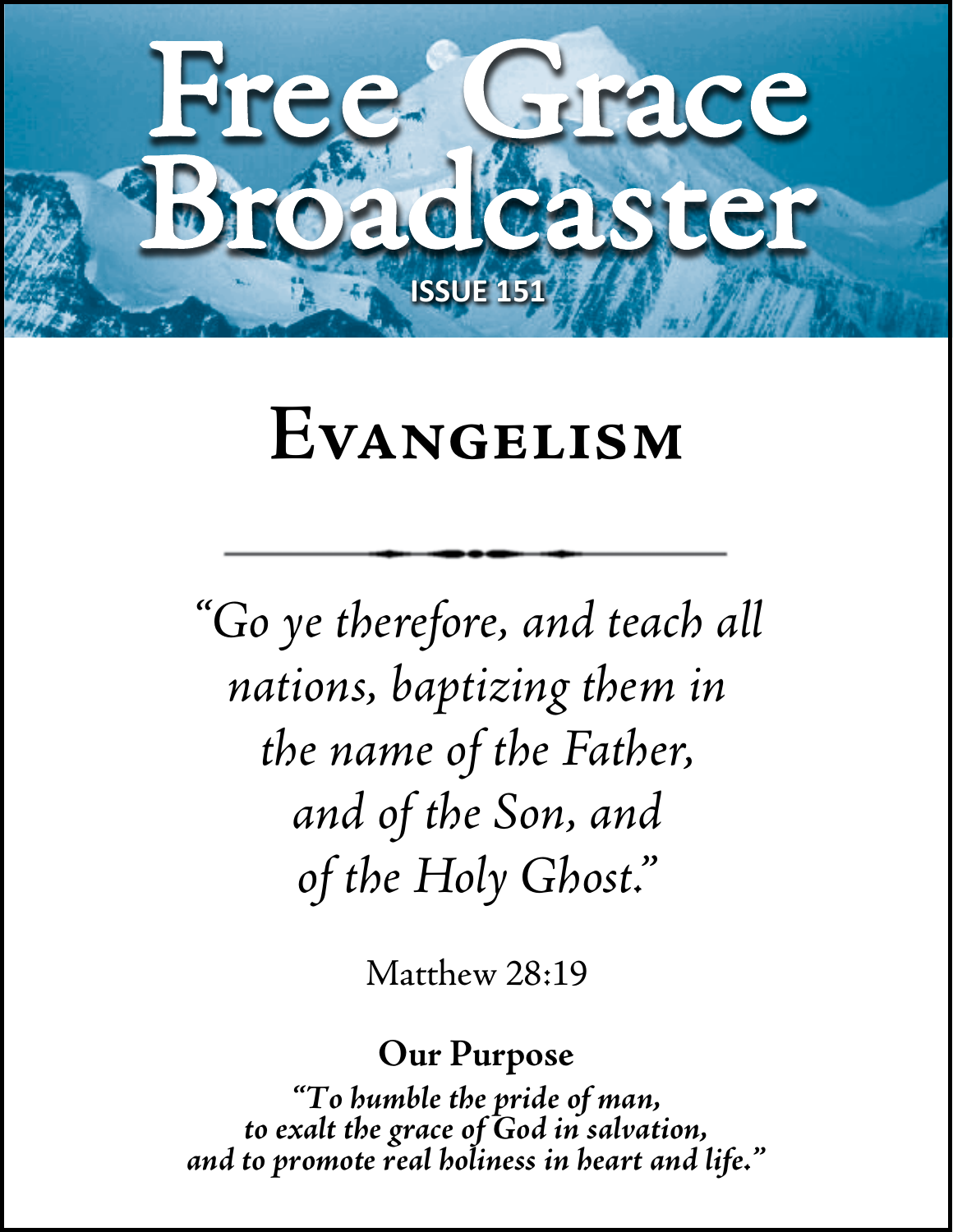# Free Grace Broadcaster

ISSUE 151

## Evangelism

*"Go ye therefore, and teach all nations, baptizing them in the name of the Father, and of the Son, and of the Holy Ghost."*

Matthew 28:19

**Our Purpose**

***"To humble the pride of man, to exalt the grace of God in salvation, and to promote real holiness in heart and life."***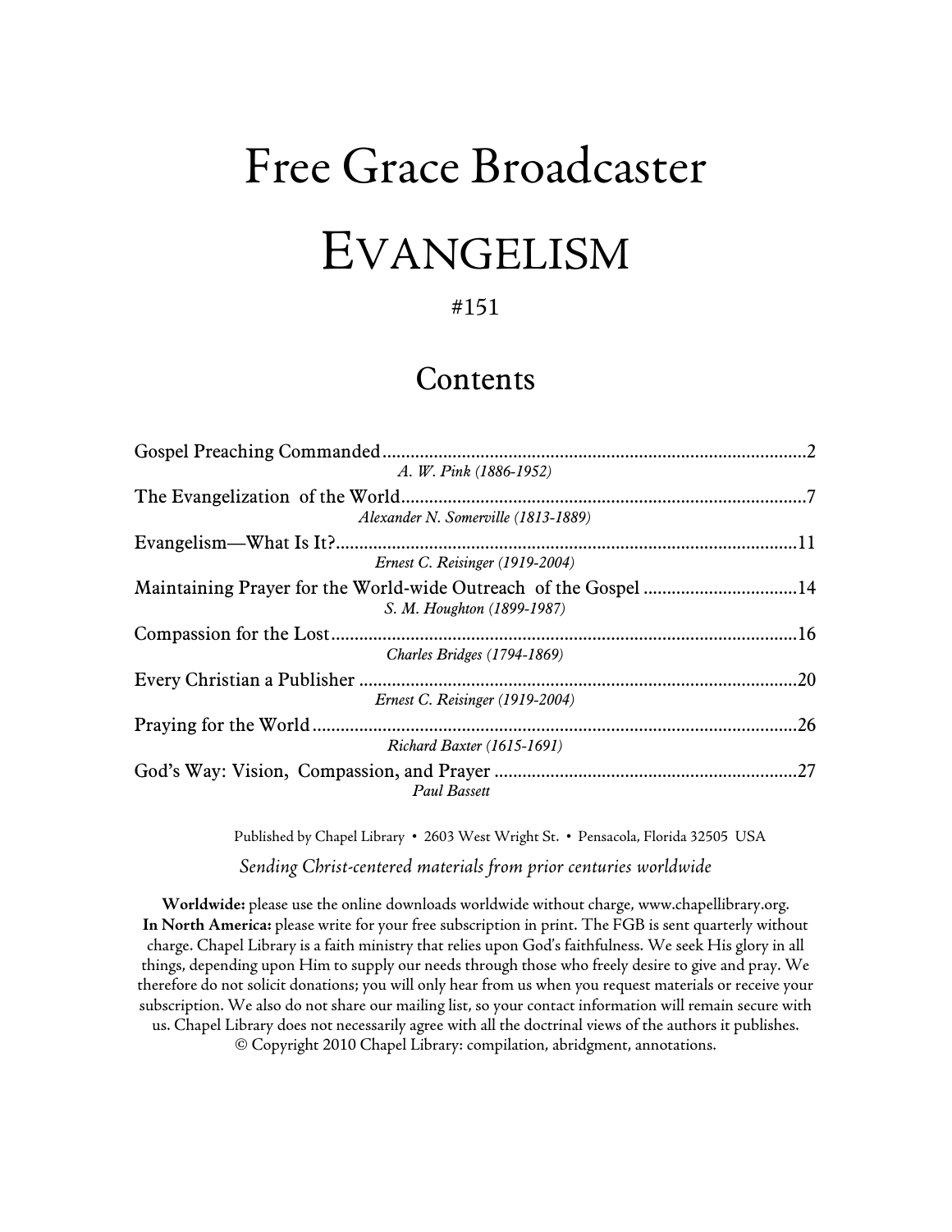# Free Grace Broadcaster

# EVANGELISM

#151

## Contents

Gospel Preaching Commanded ........................................................................................2
*A. W. Pink (1886-1952)*

The Evangelization of the World ....................................................................................7
*Alexander N. Somerville (1813-1889)*

Evangelism—What Is It? ................................................................................................11
*Ernest C. Reisinger (1919-2004)*

Maintaining Prayer for the World-wide Outreach of the Gospel ................................14
*S. M. Houghton (1899-1987)*

Compassion for the Lost .................................................................................................16
*Charles Bridges (1794-1869)*

Every Christian a Publisher ...........................................................................................20
*Ernest C. Reisinger (1919-2004)*

Praying for the World .....................................................................................................26
*Richard Baxter (1615-1691)*

God's Way: Vision, Compassion, and Prayer ...............................................................27
*Paul Bassett*

Published by Chapel Library • 2603 West Wright St. • Pensacola, Florida 32505 USA

*Sending Christ-centered materials from prior centuries worldwide*

**Worldwide:** please use the online downloads worldwide without charge, www.chapellibrary.org.
**In North America:** please write for your free subscription in print. The FGB is sent quarterly without charge. Chapel Library is a faith ministry that relies upon God's faithfulness. We seek His glory in all things, depending upon Him to supply our needs through those who freely desire to give and pray. We therefore do not solicit donations; you will only hear from us when you request materials or receive your subscription. We also do not share our mailing list, so your contact information will remain secure with us. Chapel Library does not necessarily agree with all the doctrinal views of the authors it publishes.
© Copyright 2010 Chapel Library: compilation, abridgment, annotations.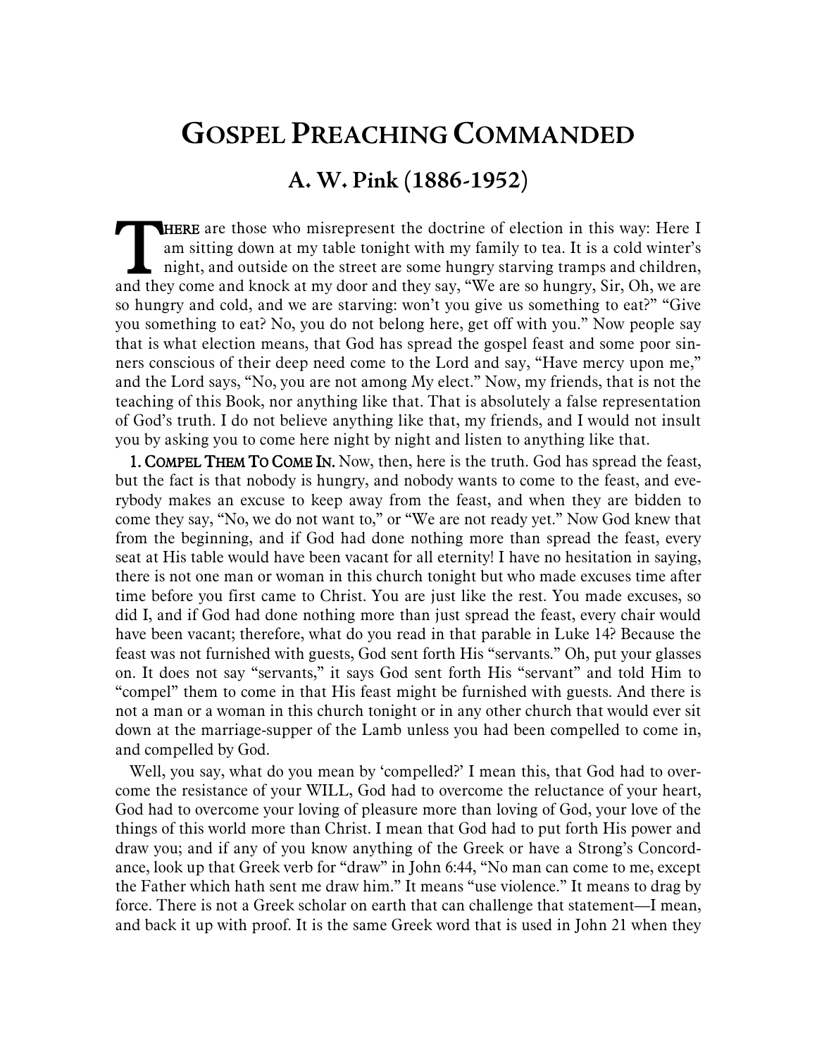# Gospel Preaching Commanded

## A. W. Pink (1886-1952)

There are those who misrepresent the doctrine of election in this way: Here I am sitting down at my table tonight with my family to tea. It is a cold winter's night, and outside on the street are some hungry starving tramps and children, and they come and knock at my door and they say, "We are so hungry, Sir, Oh, we are so hungry and cold, and we are starving: won't you give us something to eat?" "Give you something to eat? No, you do not belong here, get off with you." Now people say that is what election means, that God has spread the gospel feast and some poor sinners conscious of their deep need come to the Lord and say, "Have mercy upon me," and the Lord says, "No, you are not among My elect." Now, my friends, that is not the teaching of this Book, nor anything like that. That is absolutely a false representation of God's truth. I do not believe anything like that, my friends, and I would not insult you by asking you to come here night by night and listen to anything like that.

**1. Compel Them To Come In.** Now, then, here is the truth. God has spread the feast, but the fact is that nobody is hungry, and nobody wants to come to the feast, and everybody makes an excuse to keep away from the feast, and when they are bidden to come they say, "No, we do not want to," or "We are not ready yet." Now God knew that from the beginning, and if God had done nothing more than spread the feast, every seat at His table would have been vacant for all eternity! I have no hesitation in saying, there is not one man or woman in this church tonight but who made excuses time after time before you first came to Christ. You are just like the rest. You made excuses, so did I, and if God had done nothing more than just spread the feast, every chair would have been vacant; therefore, what do you read in that parable in Luke 14? Because the feast was not furnished with guests, God sent forth His "servants." Oh, put your glasses on. It does not say "servants," it says God sent forth His "servant" and told Him to "compel" them to come in that His feast might be furnished with guests. And there is not a man or a woman in this church tonight or in any other church that would ever sit down at the marriage-supper of the Lamb unless you had been compelled to come in, and compelled by God.

Well, you say, what do you mean by 'compelled?' I mean this, that God had to overcome the resistance of your WILL, God had to overcome the reluctance of your heart, God had to overcome your loving of pleasure more than loving of God, your love of the things of this world more than Christ. I mean that God had to put forth His power and draw you; and if any of you know anything of the Greek or have a Strong's Concordance, look up that Greek verb for "draw" in John 6:44, "No man can come to me, except the Father which hath sent me draw him." It means "use violence." It means to drag by force. There is not a Greek scholar on earth that can challenge that statement—I mean, and back it up with proof. It is the same Greek word that is used in John 21 when they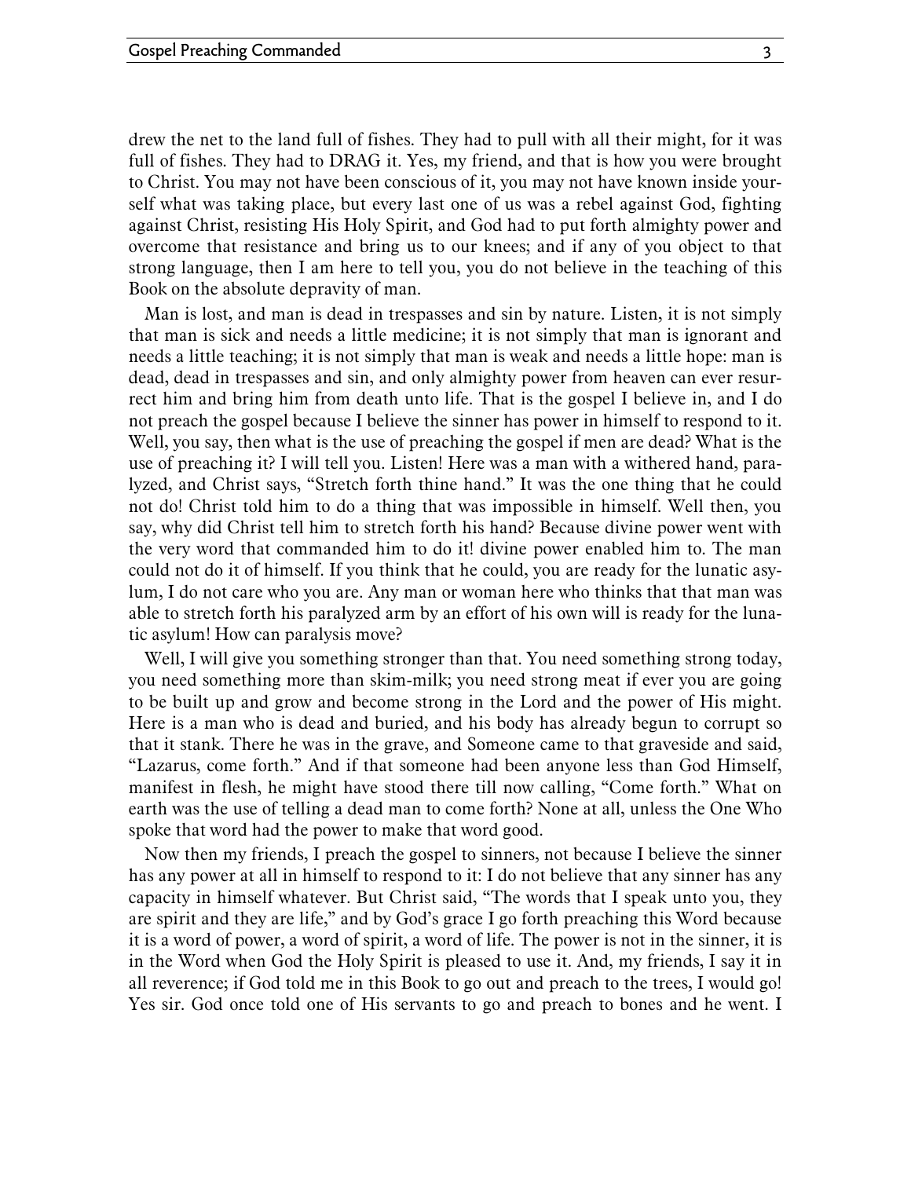drew the net to the land full of fishes. They had to pull with all their might, for it was full of fishes. They had to DRAG it. Yes, my friend, and that is how you were brought to Christ. You may not have been conscious of it, you may not have known inside yourself what was taking place, but every last one of us was a rebel against God, fighting against Christ, resisting His Holy Spirit, and God had to put forth almighty power and overcome that resistance and bring us to our knees; and if any of you object to that strong language, then I am here to tell you, you do not believe in the teaching of this Book on the absolute depravity of man.

Man is lost, and man is dead in trespasses and sin by nature. Listen, it is not simply that man is sick and needs a little medicine; it is not simply that man is ignorant and needs a little teaching; it is not simply that man is weak and needs a little hope: man is dead, dead in trespasses and sin, and only almighty power from heaven can ever resurrect him and bring him from death unto life. That is the gospel I believe in, and I do not preach the gospel because I believe the sinner has power in himself to respond to it. Well, you say, then what is the use of preaching the gospel if men are dead? What is the use of preaching it? I will tell you. Listen! Here was a man with a withered hand, paralyzed, and Christ says, "Stretch forth thine hand." It was the one thing that he could not do! Christ told him to do a thing that was impossible in himself. Well then, you say, why did Christ tell him to stretch forth his hand? Because divine power went with the very word that commanded him to do it! divine power enabled him to. The man could not do it of himself. If you think that he could, you are ready for the lunatic asylum, I do not care who you are. Any man or woman here who thinks that that man was able to stretch forth his paralyzed arm by an effort of his own will is ready for the lunatic asylum! How can paralysis move?

Well, I will give you something stronger than that. You need something strong today, you need something more than skim-milk; you need strong meat if ever you are going to be built up and grow and become strong in the Lord and the power of His might. Here is a man who is dead and buried, and his body has already begun to corrupt so that it stank. There he was in the grave, and Someone came to that graveside and said, "Lazarus, come forth." And if that someone had been anyone less than God Himself, manifest in flesh, he might have stood there till now calling, "Come forth." What on earth was the use of telling a dead man to come forth? None at all, unless the One Who spoke that word had the power to make that word good.

Now then my friends, I preach the gospel to sinners, not because I believe the sinner has any power at all in himself to respond to it: I do not believe that any sinner has any capacity in himself whatever. But Christ said, "The words that I speak unto you, they are spirit and they are life," and by God's grace I go forth preaching this Word because it is a word of power, a word of spirit, a word of life. The power is not in the sinner, it is in the Word when God the Holy Spirit is pleased to use it. And, my friends, I say it in all reverence; if God told me in this Book to go out and preach to the trees, I would go! Yes sir. God once told one of His servants to go and preach to bones and he went. I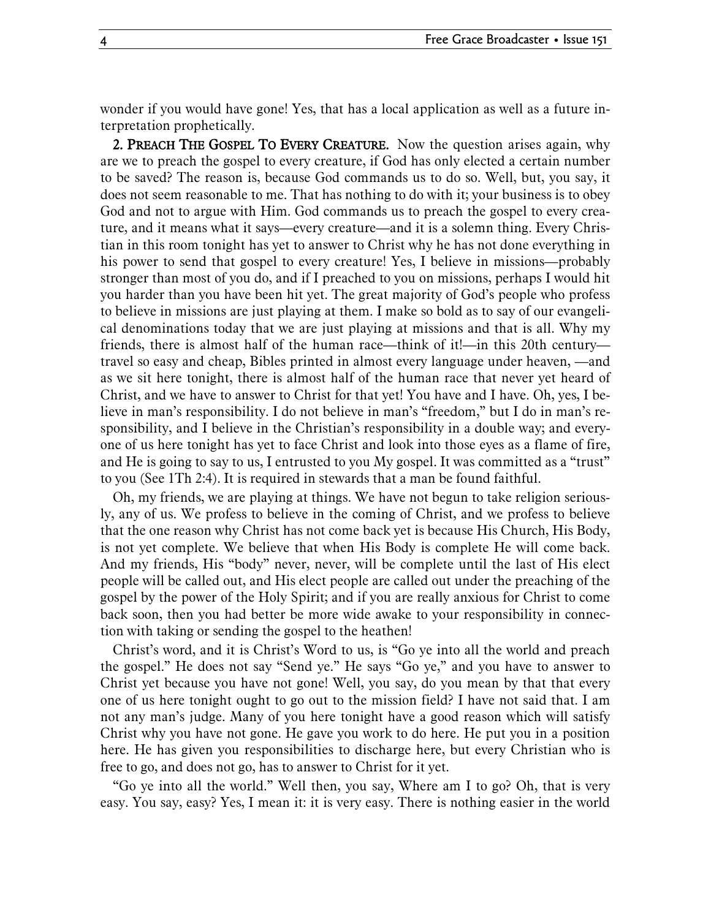wonder if you would have gone! Yes, that has a local application as well as a future interpretation prophetically.

**2. Preach The Gospel To Every Creature.** Now the question arises again, why are we to preach the gospel to every creature, if God has only elected a certain number to be saved? The reason is, because God commands us to do so. Well, but, you say, it does not seem reasonable to me. That has nothing to do with it; your business is to obey God and not to argue with Him. God commands us to preach the gospel to every creature, and it means what it says—every creature—and it is a solemn thing. Every Christian in this room tonight has yet to answer to Christ why he has not done everything in his power to send that gospel to every creature! Yes, I believe in missions—probably stronger than most of you do, and if I preached to you on missions, perhaps I would hit you harder than you have been hit yet. The great majority of God's people who profess to believe in missions are just playing at them. I make so bold as to say of our evangelical denominations today that we are just playing at missions and that is all. Why my friends, there is almost half of the human race—think of it!—in this 20th century—travel so easy and cheap, Bibles printed in almost every language under heaven, —and as we sit here tonight, there is almost half of the human race that never yet heard of Christ, and we have to answer to Christ for that yet! You have and I have. Oh, yes, I believe in man's responsibility. I do not believe in man's "freedom," but I do in man's responsibility, and I believe in the Christian's responsibility in a double way; and everyone of us here tonight has yet to face Christ and look into those eyes as a flame of fire, and He is going to say to us, I entrusted to you My gospel. It was committed as a "trust" to you (See 1Th 2:4). It is required in stewards that a man be found faithful.

Oh, my friends, we are playing at things. We have not begun to take religion seriously, any of us. We profess to believe in the coming of Christ, and we profess to believe that the one reason why Christ has not come back yet is because His Church, His Body, is not yet complete. We believe that when His Body is complete He will come back. And my friends, His "body" never, never, will be complete until the last of His elect people will be called out, and His elect people are called out under the preaching of the gospel by the power of the Holy Spirit; and if you are really anxious for Christ to come back soon, then you had better be more wide awake to your responsibility in connection with taking or sending the gospel to the heathen!

Christ's word, and it is Christ's Word to us, is "Go ye into all the world and preach the gospel." He does not say "Send ye." He says "Go ye," and you have to answer to Christ yet because you have not gone! Well, you say, do you mean by that that every one of us here tonight ought to go out to the mission field? I have not said that. I am not any man's judge. Many of you here tonight have a good reason which will satisfy Christ why you have not gone. He gave you work to do here. He put you in a position here. He has given you responsibilities to discharge here, but every Christian who is free to go, and does not go, has to answer to Christ for it yet.

"Go ye into all the world." Well then, you say, Where am I to go? Oh, that is very easy. You say, easy? Yes, I mean it: it is very easy. There is nothing easier in the world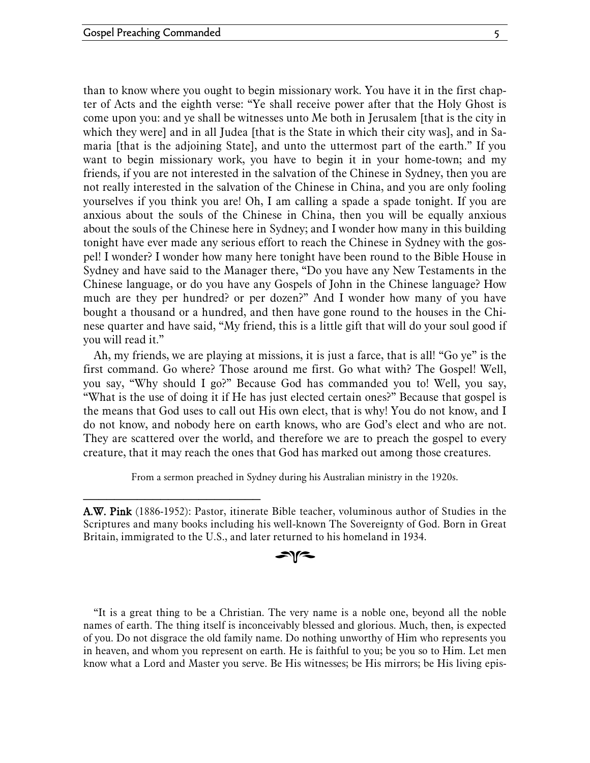than to know where you ought to begin missionary work. You have it in the first chapter of Acts and the eighth verse: "Ye shall receive power after that the Holy Ghost is come upon you: and ye shall be witnesses unto Me both in Jerusalem [that is the city in which they were] and in all Judea [that is the State in which their city was], and in Samaria [that is the adjoining State], and unto the uttermost part of the earth." If you want to begin missionary work, you have to begin it in your home-town; and my friends, if you are not interested in the salvation of the Chinese in Sydney, then you are not really interested in the salvation of the Chinese in China, and you are only fooling yourselves if you think you are! Oh, I am calling a spade a spade tonight. If you are anxious about the souls of the Chinese in China, then you will be equally anxious about the souls of the Chinese here in Sydney; and I wonder how many in this building tonight have ever made any serious effort to reach the Chinese in Sydney with the gospel! I wonder? I wonder how many here tonight have been round to the Bible House in Sydney and have said to the Manager there, "Do you have any New Testaments in the Chinese language, or do you have any Gospels of John in the Chinese language? How much are they per hundred? or per dozen?" And I wonder how many of you have bought a thousand or a hundred, and then have gone round to the houses in the Chinese quarter and have said, "My friend, this is a little gift that will do your soul good if you will read it."

Ah, my friends, we are playing at missions, it is just a farce, that is all! "Go ye" is the first command. Go where? Those around me first. Go what with? The Gospel! Well, you say, "Why should I go?" Because God has commanded you to! Well, you say, "What is the use of doing it if He has just elected certain ones?" Because that gospel is the means that God uses to call out His own elect, that is why! You do not know, and I do not know, and nobody here on earth knows, who are God's elect and who are not. They are scattered over the world, and therefore we are to preach the gospel to every creature, that it may reach the ones that God has marked out among those creatures.

From a sermon preached in Sydney during his Australian ministry in the 1920s.

---

**A.W. Pink** (1886-1952): Pastor, itinerate Bible teacher, voluminous author of Studies in the Scriptures and many books including his well-known The Sovereignty of God. Born in Great Britain, immigrated to the U.S., and later returned to his homeland in 1934.

"It is a great thing to be a Christian. The very name is a noble one, beyond all the noble names of earth. The thing itself is inconceivably blessed and glorious. Much, then, is expected of you. Do not disgrace the old family name. Do nothing unworthy of Him who represents you in heaven, and whom you represent on earth. He is faithful to you; be you so to Him. Let men know what a Lord and Master you serve. Be His witnesses; be His mirrors; be His living epis-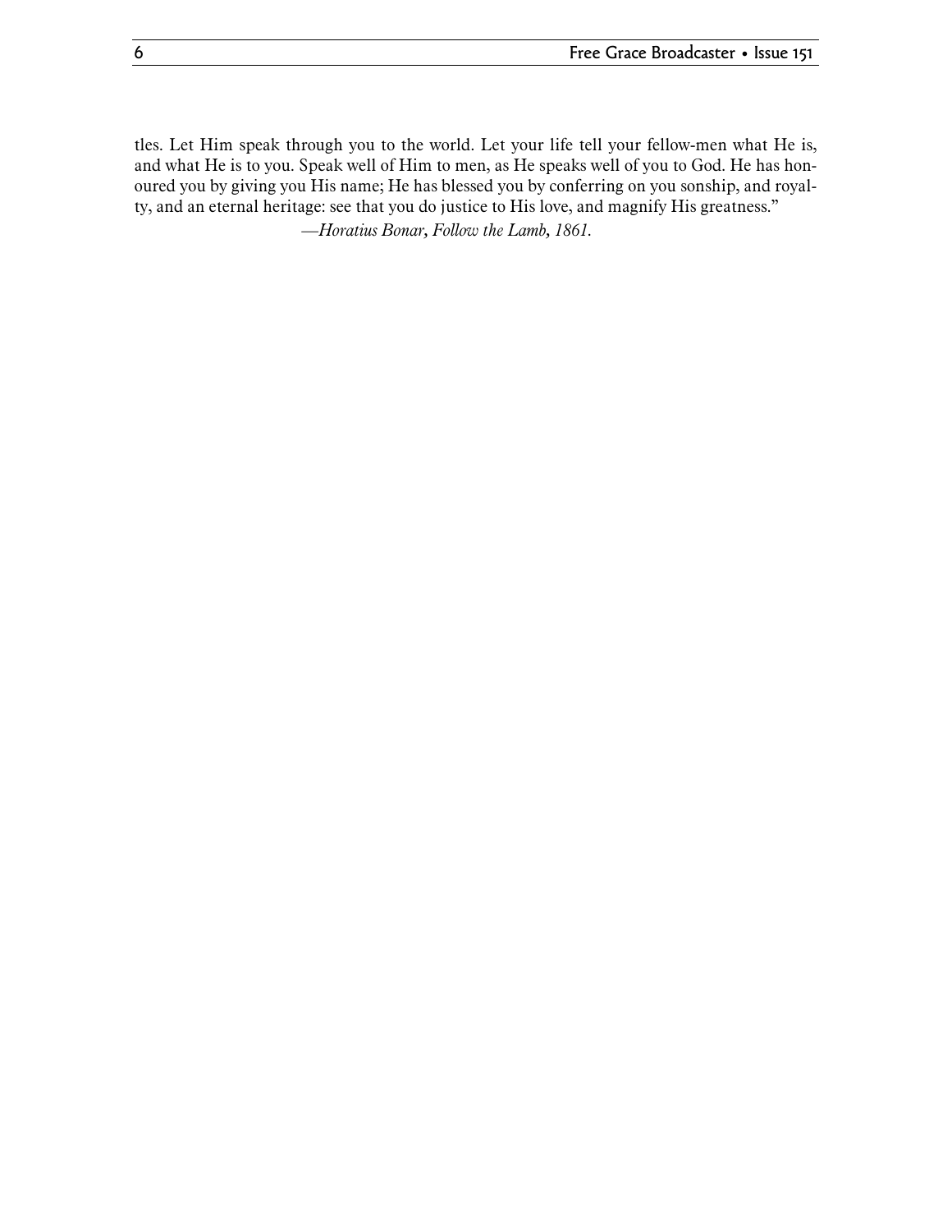tles. Let Him speak through you to the world. Let your life tell your fellow-men what He is, and what He is to you. Speak well of Him to men, as He speaks well of you to God. He has honoured you by giving you His name; He has blessed you by conferring on you sonship, and royalty, and an eternal heritage: see that you do justice to His love, and magnify His greatness."

—*Horatius Bonar, Follow the Lamb, 1861.*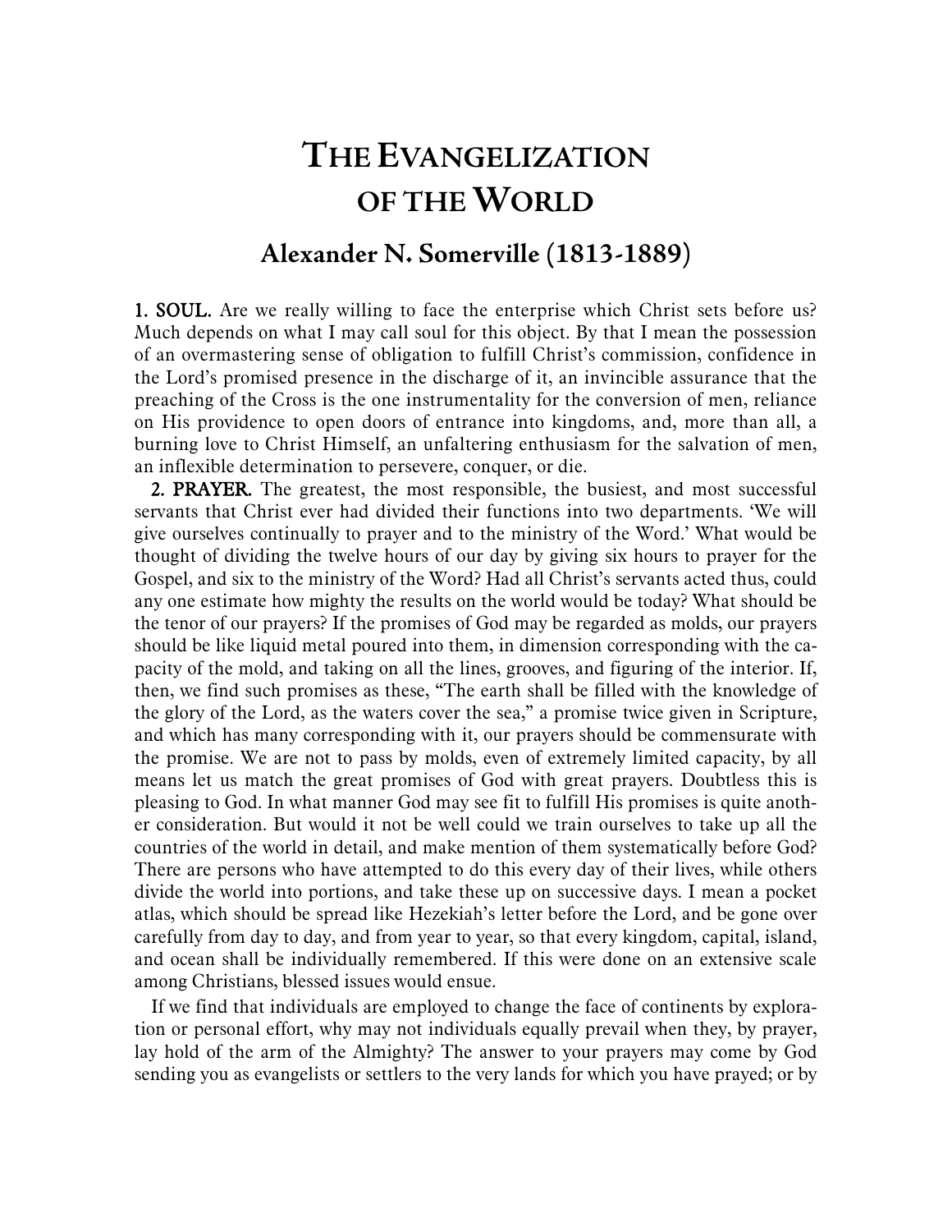# The Evangelization of the World

## Alexander N. Somerville (1813-1889)

**1. SOUL.** Are we really willing to face the enterprise which Christ sets before us? Much depends on what I may call soul for this object. By that I mean the possession of an overmastering sense of obligation to fulfill Christ's commission, confidence in the Lord's promised presence in the discharge of it, an invincible assurance that the preaching of the Cross is the one instrumentality for the conversion of men, reliance on His providence to open doors of entrance into kingdoms, and, more than all, a burning love to Christ Himself, an unfaltering enthusiasm for the salvation of men, an inflexible determination to persevere, conquer, or die.

**2. PRAYER.** The greatest, the most responsible, the busiest, and most successful servants that Christ ever had divided their functions into two departments. 'We will give ourselves continually to prayer and to the ministry of the Word.' What would be thought of dividing the twelve hours of our day by giving six hours to prayer for the Gospel, and six to the ministry of the Word? Had all Christ's servants acted thus, could any one estimate how mighty the results on the world would be today? What should be the tenor of our prayers? If the promises of God may be regarded as molds, our prayers should be like liquid metal poured into them, in dimension corresponding with the capacity of the mold, and taking on all the lines, grooves, and figuring of the interior. If, then, we find such promises as these, "The earth shall be filled with the knowledge of the glory of the Lord, as the waters cover the sea," a promise twice given in Scripture, and which has many corresponding with it, our prayers should be commensurate with the promise. We are not to pass by molds, even of extremely limited capacity, by all means let us match the great promises of God with great prayers. Doubtless this is pleasing to God. In what manner God may see fit to fulfill His promises is quite another consideration. But would it not be well could we train ourselves to take up all the countries of the world in detail, and make mention of them systematically before God? There are persons who have attempted to do this every day of their lives, while others divide the world into portions, and take these up on successive days. I mean a pocket atlas, which should be spread like Hezekiah's letter before the Lord, and be gone over carefully from day to day, and from year to year, so that every kingdom, capital, island, and ocean shall be individually remembered. If this were done on an extensive scale among Christians, blessed issues would ensue.

If we find that individuals are employed to change the face of continents by exploration or personal effort, why may not individuals equally prevail when they, by prayer, lay hold of the arm of the Almighty? The answer to your prayers may come by God sending you as evangelists or settlers to the very lands for which you have prayed; or by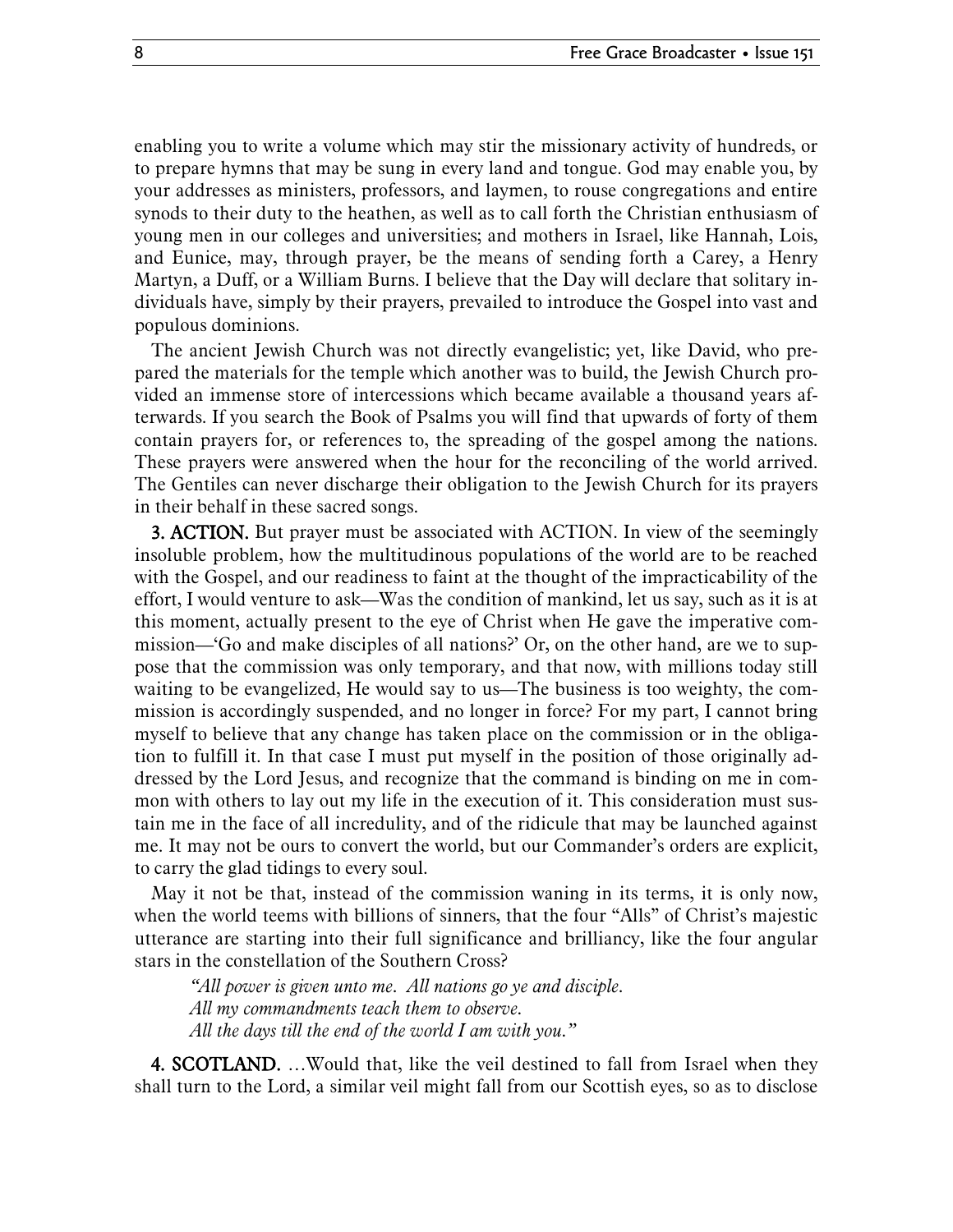enabling you to write a volume which may stir the missionary activity of hundreds, or to prepare hymns that may be sung in every land and tongue. God may enable you, by your addresses as ministers, professors, and laymen, to rouse congregations and entire synods to their duty to the heathen, as well as to call forth the Christian enthusiasm of young men in our colleges and universities; and mothers in Israel, like Hannah, Lois, and Eunice, may, through prayer, be the means of sending forth a Carey, a Henry Martyn, a Duff, or a William Burns. I believe that the Day will declare that solitary individuals have, simply by their prayers, prevailed to introduce the Gospel into vast and populous dominions.

The ancient Jewish Church was not directly evangelistic; yet, like David, who prepared the materials for the temple which another was to build, the Jewish Church provided an immense store of intercessions which became available a thousand years afterwards. If you search the Book of Psalms you will find that upwards of forty of them contain prayers for, or references to, the spreading of the gospel among the nations. These prayers were answered when the hour for the reconciling of the world arrived. The Gentiles can never discharge their obligation to the Jewish Church for its prayers in their behalf in these sacred songs.

**3. ACTION.** But prayer must be associated with ACTION. In view of the seemingly insoluble problem, how the multitudinous populations of the world are to be reached with the Gospel, and our readiness to faint at the thought of the impracticability of the effort, I would venture to ask—Was the condition of mankind, let us say, such as it is at this moment, actually present to the eye of Christ when He gave the imperative commission—'Go and make disciples of all nations?' Or, on the other hand, are we to suppose that the commission was only temporary, and that now, with millions today still waiting to be evangelized, He would say to us—The business is too weighty, the commission is accordingly suspended, and no longer in force? For my part, I cannot bring myself to believe that any change has taken place on the commission or in the obligation to fulfill it. In that case I must put myself in the position of those originally addressed by the Lord Jesus, and recognize that the command is binding on me in common with others to lay out my life in the execution of it. This consideration must sustain me in the face of all incredulity, and of the ridicule that may be launched against me. It may not be ours to convert the world, but our Commander's orders are explicit, to carry the glad tidings to every soul.

May it not be that, instead of the commission waning in its terms, it is only now, when the world teems with billions of sinners, that the four "Alls" of Christ's majestic utterance are starting into their full significance and brilliancy, like the four angular stars in the constellation of the Southern Cross?

> *"All power is given unto me. All nations go ye and disciple.*
> *All my commandments teach them to observe.*
> *All the days till the end of the world I am with you."*

**4. SCOTLAND.** …Would that, like the veil destined to fall from Israel when they shall turn to the Lord, a similar veil might fall from our Scottish eyes, so as to disclose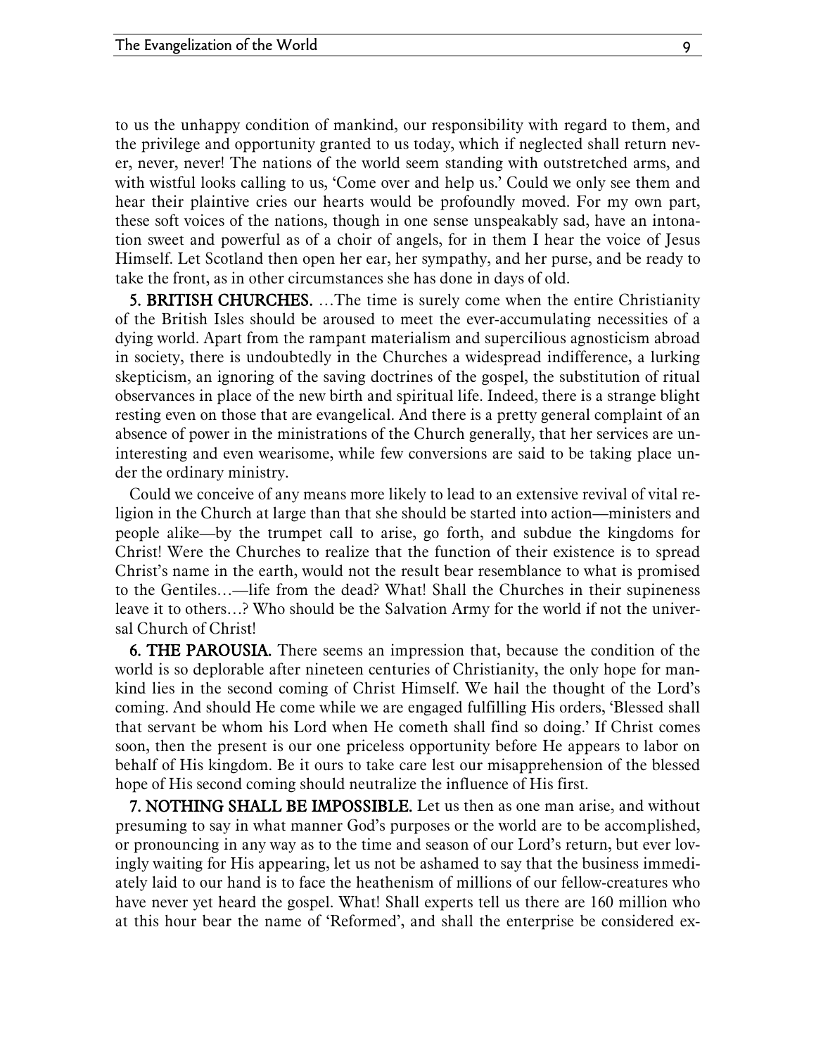to us the unhappy condition of mankind, our responsibility with regard to them, and the privilege and opportunity granted to us today, which if neglected shall return never, never, never! The nations of the world seem standing with outstretched arms, and with wistful looks calling to us, 'Come over and help us.' Could we only see them and hear their plaintive cries our hearts would be profoundly moved. For my own part, these soft voices of the nations, though in one sense unspeakably sad, have an intonation sweet and powerful as of a choir of angels, for in them I hear the voice of Jesus Himself. Let Scotland then open her ear, her sympathy, and her purse, and be ready to take the front, as in other circumstances she has done in days of old.

**5. BRITISH CHURCHES.** …The time is surely come when the entire Christianity of the British Isles should be aroused to meet the ever-accumulating necessities of a dying world. Apart from the rampant materialism and supercilious agnosticism abroad in society, there is undoubtedly in the Churches a widespread indifference, a lurking skepticism, an ignoring of the saving doctrines of the gospel, the substitution of ritual observances in place of the new birth and spiritual life. Indeed, there is a strange blight resting even on those that are evangelical. And there is a pretty general complaint of an absence of power in the ministrations of the Church generally, that her services are uninteresting and even wearisome, while few conversions are said to be taking place under the ordinary ministry.

Could we conceive of any means more likely to lead to an extensive revival of vital religion in the Church at large than that she should be started into action—ministers and people alike—by the trumpet call to arise, go forth, and subdue the kingdoms for Christ! Were the Churches to realize that the function of their existence is to spread Christ's name in the earth, would not the result bear resemblance to what is promised to the Gentiles…—life from the dead? What! Shall the Churches in their supineness leave it to others…? Who should be the Salvation Army for the world if not the universal Church of Christ!

**6. THE PAROUSIA.** There seems an impression that, because the condition of the world is so deplorable after nineteen centuries of Christianity, the only hope for mankind lies in the second coming of Christ Himself. We hail the thought of the Lord's coming. And should He come while we are engaged fulfilling His orders, 'Blessed shall that servant be whom his Lord when He cometh shall find so doing.' If Christ comes soon, then the present is our one priceless opportunity before He appears to labor on behalf of His kingdom. Be it ours to take care lest our misapprehension of the blessed hope of His second coming should neutralize the influence of His first.

**7. NOTHING SHALL BE IMPOSSIBLE.** Let us then as one man arise, and without presuming to say in what manner God's purposes or the world are to be accomplished, or pronouncing in any way as to the time and season of our Lord's return, but ever lovingly waiting for His appearing, let us not be ashamed to say that the business immediately laid to our hand is to face the heathenism of millions of our fellow-creatures who have never yet heard the gospel. What! Shall experts tell us there are 160 million who at this hour bear the name of 'Reformed', and shall the enterprise be considered ex-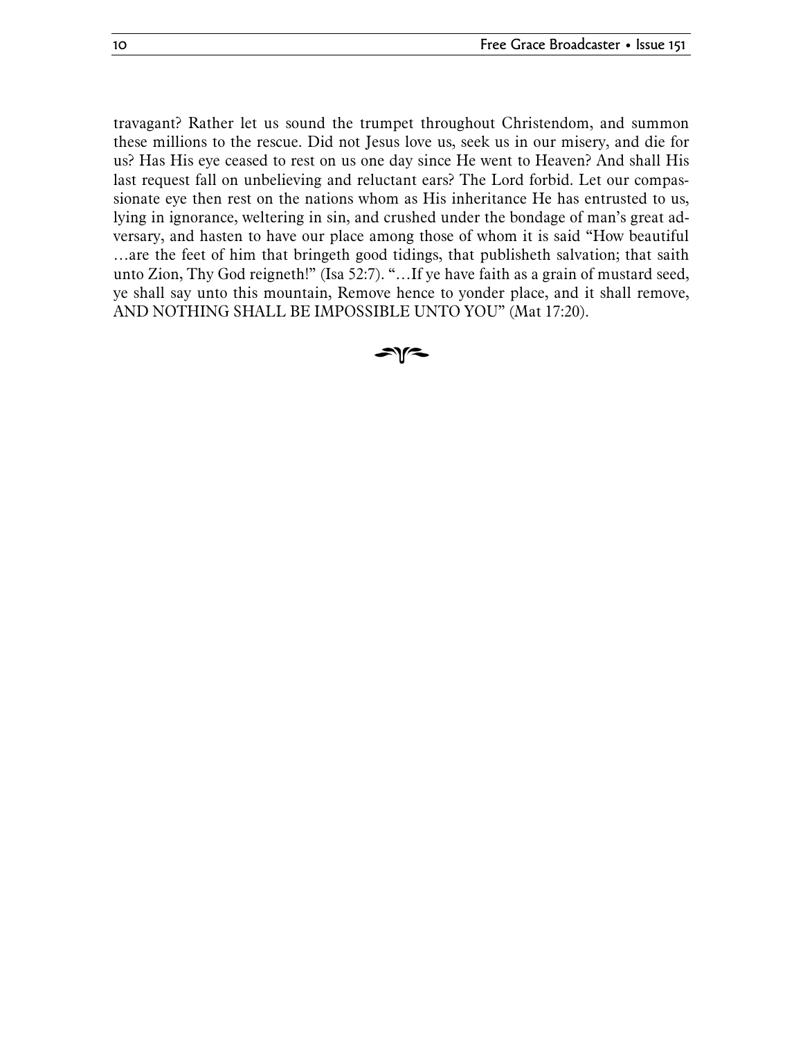travagant? Rather let us sound the trumpet throughout Christendom, and summon these millions to the rescue. Did not Jesus love us, seek us in our misery, and die for us? Has His eye ceased to rest on us one day since He went to Heaven? And shall His last request fall on unbelieving and reluctant ears? The Lord forbid. Let our compassionate eye then rest on the nations whom as His inheritance He has entrusted to us, lying in ignorance, weltering in sin, and crushed under the bondage of man's great adversary, and hasten to have our place among those of whom it is said "How beautiful …are the feet of him that bringeth good tidings, that publisheth salvation; that saith unto Zion, Thy God reigneth!" (Isa 52:7). "…If ye have faith as a grain of mustard seed, ye shall say unto this mountain, Remove hence to yonder place, and it shall remove, AND NOTHING SHALL BE IMPOSSIBLE UNTO YOU" (Mat 17:20).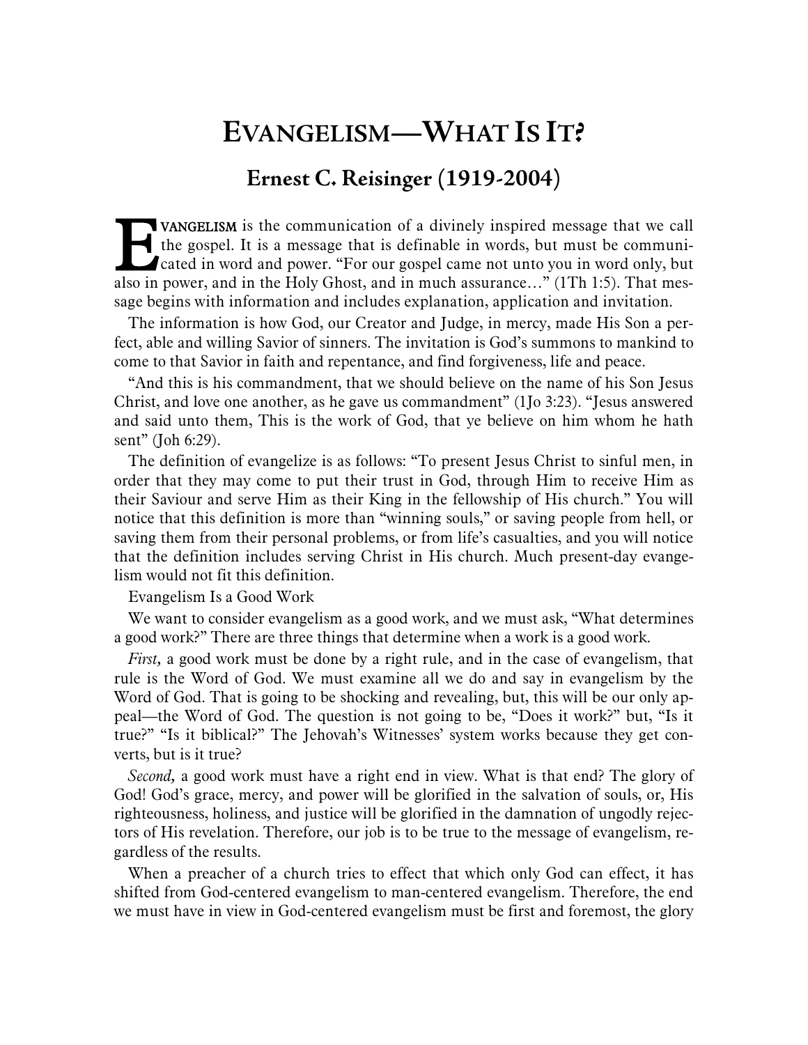# Evangelism—What Is It?

## Ernest C. Reisinger (1919-2004)

**Evangelism** is the communication of a divinely inspired message that we call the gospel. It is a message that is definable in words, but must be communicated in word and power. "For our gospel came not unto you in word only, but also in power, and in the Holy Ghost, and in much assurance…" (1Th 1:5). That message begins with information and includes explanation, application and invitation.

The information is how God, our Creator and Judge, in mercy, made His Son a perfect, able and willing Savior of sinners. The invitation is God's summons to mankind to come to that Savior in faith and repentance, and find forgiveness, life and peace.

"And this is his commandment, that we should believe on the name of his Son Jesus Christ, and love one another, as he gave us commandment" (1Jo 3:23). "Jesus answered and said unto them, This is the work of God, that ye believe on him whom he hath sent" (Joh 6:29).

The definition of evangelize is as follows: "To present Jesus Christ to sinful men, in order that they may come to put their trust in God, through Him to receive Him as their Saviour and serve Him as their King in the fellowship of His church." You will notice that this definition is more than "winning souls," or saving people from hell, or saving them from their personal problems, or from life's casualties, and you will notice that the definition includes serving Christ in His church. Much present-day evangelism would not fit this definition.

Evangelism Is a Good Work

We want to consider evangelism as a good work, and we must ask, "What determines a good work?" There are three things that determine when a work is a good work.

*First,* a good work must be done by a right rule, and in the case of evangelism, that rule is the Word of God. We must examine all we do and say in evangelism by the Word of God. That is going to be shocking and revealing, but, this will be our only appeal—the Word of God. The question is not going to be, "Does it work?" but, "Is it true?" "Is it biblical?" The Jehovah's Witnesses' system works because they get converts, but is it true?

*Second,* a good work must have a right end in view. What is that end? The glory of God! God's grace, mercy, and power will be glorified in the salvation of souls, or, His righteousness, holiness, and justice will be glorified in the damnation of ungodly rejectors of His revelation. Therefore, our job is to be true to the message of evangelism, regardless of the results.

When a preacher of a church tries to effect that which only God can effect, it has shifted from God-centered evangelism to man-centered evangelism. Therefore, the end we must have in view in God-centered evangelism must be first and foremost, the glory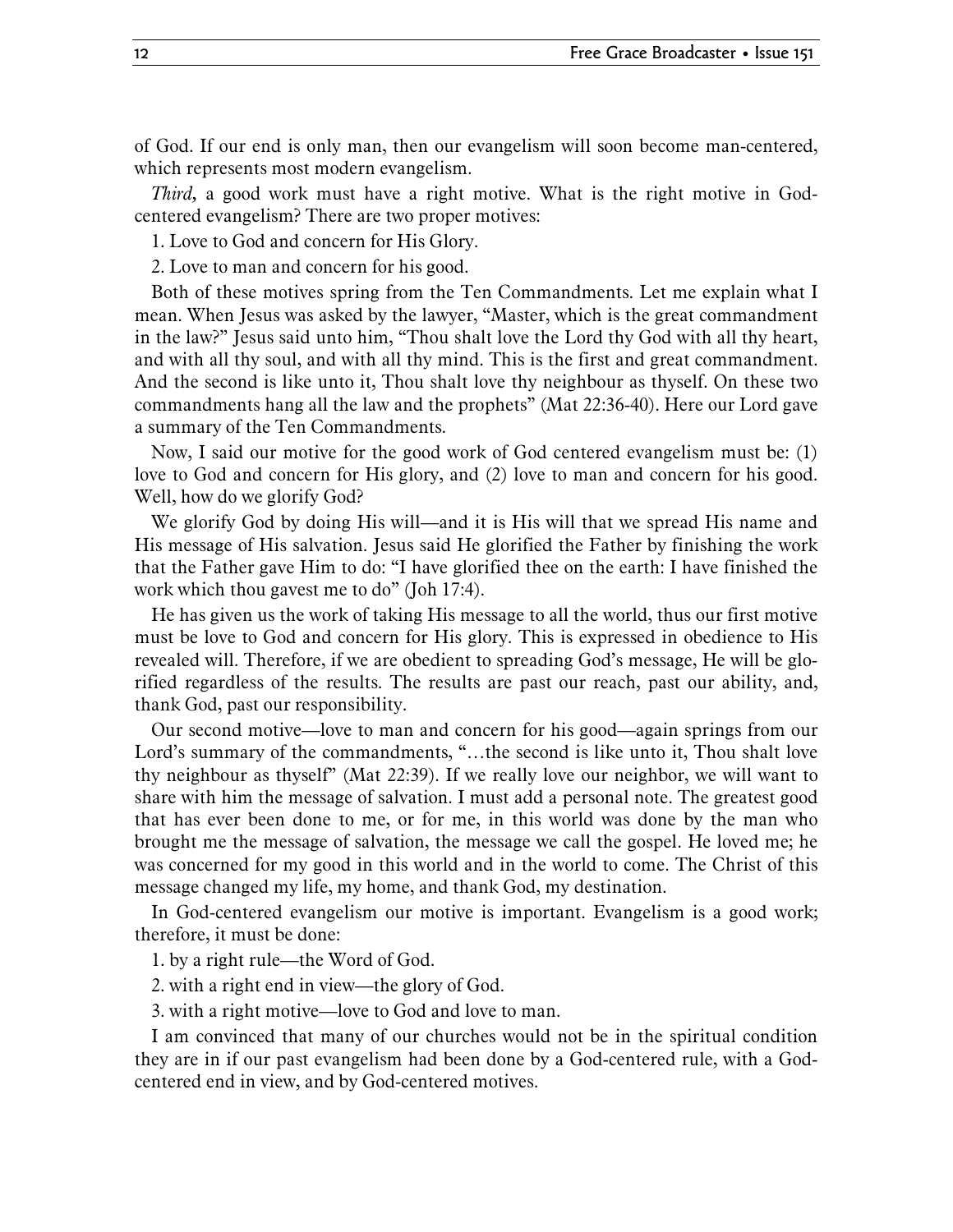of God. If our end is only man, then our evangelism will soon become man-centered, which represents most modern evangelism.

*Third,* a good work must have a right motive. What is the right motive in God-centered evangelism? There are two proper motives:

1. Love to God and concern for His Glory.
2. Love to man and concern for his good.

Both of these motives spring from the Ten Commandments. Let me explain what I mean. When Jesus was asked by the lawyer, "Master, which is the great commandment in the law?" Jesus said unto him, "Thou shalt love the Lord thy God with all thy heart, and with all thy soul, and with all thy mind. This is the first and great commandment. And the second is like unto it, Thou shalt love thy neighbour as thyself. On these two commandments hang all the law and the prophets" (Mat 22:36-40). Here our Lord gave a summary of the Ten Commandments.

Now, I said our motive for the good work of God centered evangelism must be: (1) love to God and concern for His glory, and (2) love to man and concern for his good. Well, how do we glorify God?

We glorify God by doing His will—and it is His will that we spread His name and His message of His salvation. Jesus said He glorified the Father by finishing the work that the Father gave Him to do: "I have glorified thee on the earth: I have finished the work which thou gavest me to do" (Joh 17:4).

He has given us the work of taking His message to all the world, thus our first motive must be love to God and concern for His glory. This is expressed in obedience to His revealed will. Therefore, if we are obedient to spreading God's message, He will be glorified regardless of the results. The results are past our reach, past our ability, and, thank God, past our responsibility.

Our second motive—love to man and concern for his good—again springs from our Lord's summary of the commandments, "…the second is like unto it, Thou shalt love thy neighbour as thyself" (Mat 22:39). If we really love our neighbor, we will want to share with him the message of salvation. I must add a personal note. The greatest good that has ever been done to me, or for me, in this world was done by the man who brought me the message of salvation, the message we call the gospel. He loved me; he was concerned for my good in this world and in the world to come. The Christ of this message changed my life, my home, and thank God, my destination.

In God-centered evangelism our motive is important. Evangelism is a good work; therefore, it must be done:

1. by a right rule—the Word of God.
2. with a right end in view—the glory of God.
3. with a right motive—love to God and love to man.

I am convinced that many of our churches would not be in the spiritual condition they are in if our past evangelism had been done by a God-centered rule, with a God-centered end in view, and by God-centered motives.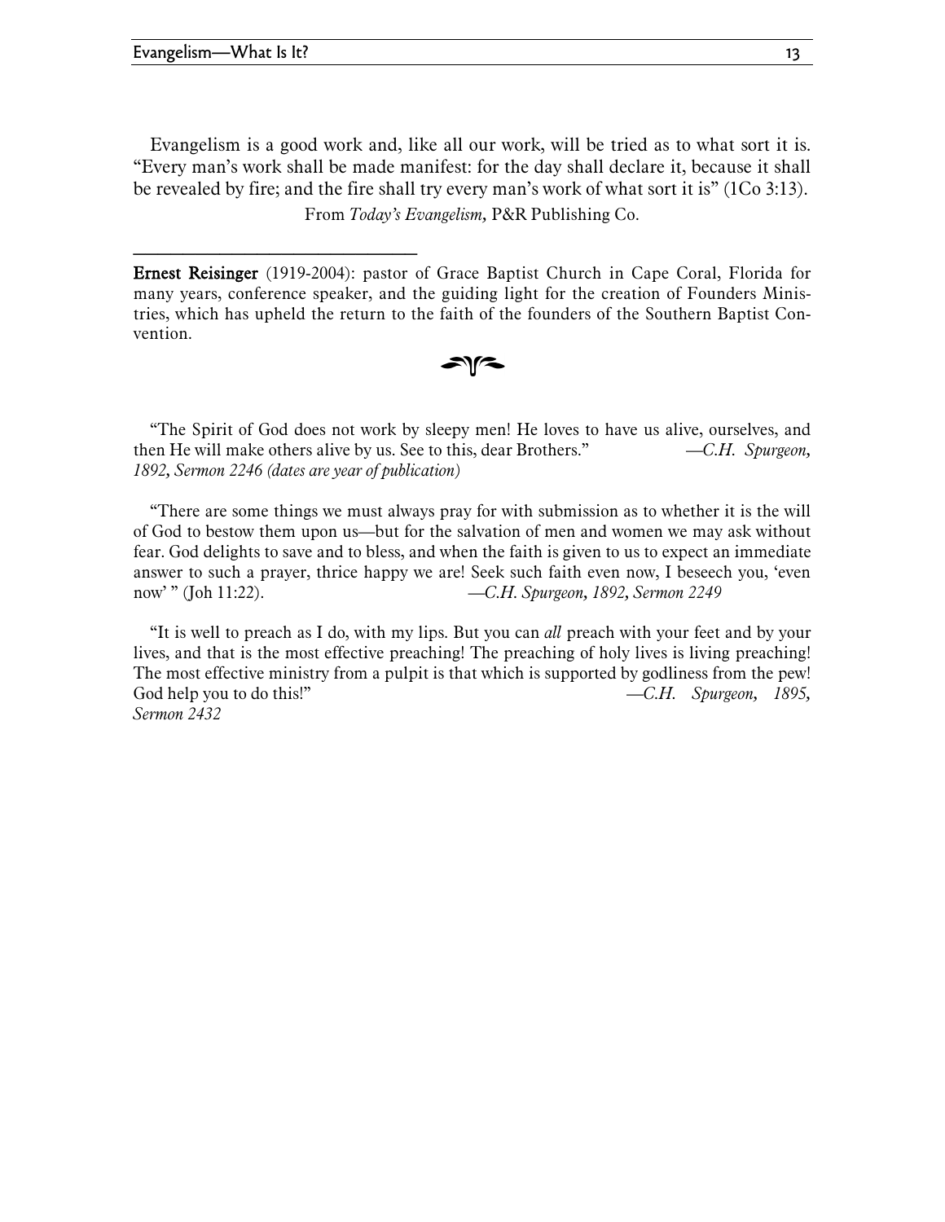Evangelism is a good work and, like all our work, will be tried as to what sort it is. "Every man's work shall be made manifest: for the day shall declare it, because it shall be revealed by fire; and the fire shall try every man's work of what sort it is" (1Co 3:13).

From *Today's Evangelism*, P&R Publishing Co.

---

**Ernest Reisinger** (1919-2004): pastor of Grace Baptist Church in Cape Coral, Florida for many years, conference speaker, and the guiding light for the creation of Founders Ministries, which has upheld the return to the faith of the founders of the Southern Baptist Convention.

"The Spirit of God does not work by sleepy men! He loves to have us alive, ourselves, and then He will make others alive by us. See to this, dear Brothers." —*C.H. Spurgeon, 1892, Sermon 2246 (dates are year of publication)*

"There are some things we must always pray for with submission as to whether it is the will of God to bestow them upon us—but for the salvation of men and women we may ask without fear. God delights to save and to bless, and when the faith is given to us to expect an immediate answer to such a prayer, thrice happy we are! Seek such faith even now, I beseech you, 'even now' " (Joh 11:22). —*C.H. Spurgeon, 1892, Sermon 2249*

"It is well to preach as I do, with my lips. But you can *all* preach with your feet and by your lives, and that is the most effective preaching! The preaching of holy lives is living preaching! The most effective ministry from a pulpit is that which is supported by godliness from the pew! God help you to do this!" —*C.H. Spurgeon, 1895, Sermon 2432*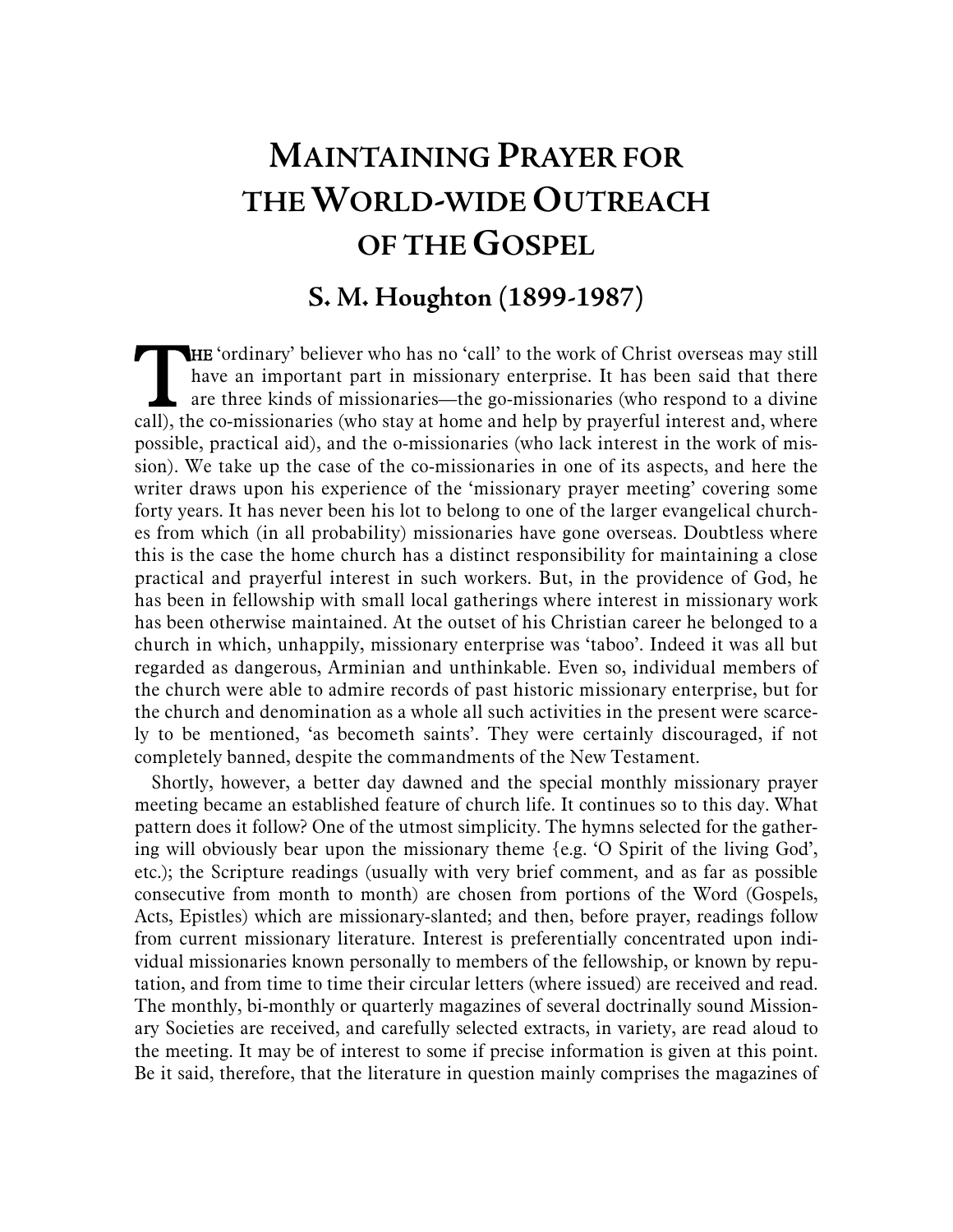# Maintaining Prayer for the World-wide Outreach of the Gospel

## S. M. Houghton (1899-1987)

The 'ordinary' believer who has no 'call' to the work of Christ overseas may still have an important part in missionary enterprise. It has been said that there are three kinds of missionaries—the go-missionaries (who respond to a divine call), the co-missionaries (who stay at home and help by prayerful interest and, where possible, practical aid), and the o-missionaries (who lack interest in the work of mission). We take up the case of the co-missionaries in one of its aspects, and here the writer draws upon his experience of the 'missionary prayer meeting' covering some forty years. It has never been his lot to belong to one of the larger evangelical churches from which (in all probability) missionaries have gone overseas. Doubtless where this is the case the home church has a distinct responsibility for maintaining a close practical and prayerful interest in such workers. But, in the providence of God, he has been in fellowship with small local gatherings where interest in missionary work has been otherwise maintained. At the outset of his Christian career he belonged to a church in which, unhappily, missionary enterprise was 'taboo'. Indeed it was all but regarded as dangerous, Arminian and unthinkable. Even so, individual members of the church were able to admire records of past historic missionary enterprise, but for the church and denomination as a whole all such activities in the present were scarcely to be mentioned, 'as becometh saints'. They were certainly discouraged, if not completely banned, despite the commandments of the New Testament.

Shortly, however, a better day dawned and the special monthly missionary prayer meeting became an established feature of church life. It continues so to this day. What pattern does it follow? One of the utmost simplicity. The hymns selected for the gathering will obviously bear upon the missionary theme {e.g. 'O Spirit of the living God', etc.); the Scripture readings (usually with very brief comment, and as far as possible consecutive from month to month) are chosen from portions of the Word (Gospels, Acts, Epistles) which are missionary-slanted; and then, before prayer, readings follow from current missionary literature. Interest is preferentially concentrated upon individual missionaries known personally to members of the fellowship, or known by reputation, and from time to time their circular letters (where issued) are received and read. The monthly, bi-monthly or quarterly magazines of several doctrinally sound Missionary Societies are received, and carefully selected extracts, in variety, are read aloud to the meeting. It may be of interest to some if precise information is given at this point. Be it said, therefore, that the literature in question mainly comprises the magazines of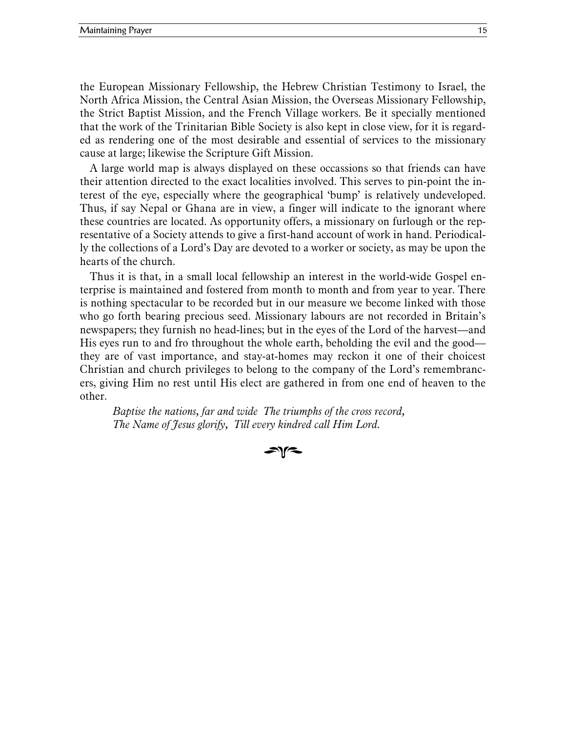the European Missionary Fellowship, the Hebrew Christian Testimony to Israel, the North Africa Mission, the Central Asian Mission, the Overseas Missionary Fellowship, the Strict Baptist Mission, and the French Village workers. Be it specially mentioned that the work of the Trinitarian Bible Society is also kept in close view, for it is regarded as rendering one of the most desirable and essential of services to the missionary cause at large; likewise the Scripture Gift Mission.

A large world map is always displayed on these occassions so that friends can have their attention directed to the exact localities involved. This serves to pin-point the interest of the eye, especially where the geographical 'bump' is relatively undeveloped. Thus, if say Nepal or Ghana are in view, a finger will indicate to the ignorant where these countries are located. As opportunity offers, a missionary on furlough or the representative of a Society attends to give a first-hand account of work in hand. Periodically the collections of a Lord's Day are devoted to a worker or society, as may be upon the hearts of the church.

Thus it is that, in a small local fellowship an interest in the world-wide Gospel enterprise is maintained and fostered from month to month and from year to year. There is nothing spectacular to be recorded but in our measure we become linked with those who go forth bearing precious seed. Missionary labours are not recorded in Britain's newspapers; they furnish no head-lines; but in the eyes of the Lord of the harvest—and His eyes run to and fro throughout the whole earth, beholding the evil and the good—they are of vast importance, and stay-at-homes may reckon it one of their choicest Christian and church privileges to belong to the company of the Lord's remembrancers, giving Him no rest until His elect are gathered in from one end of heaven to the other.

*Baptise the nations, far and wide  The triumphs of the cross record,*  
*The Name of Jesus glorify,  Till every kindred call Him Lord.*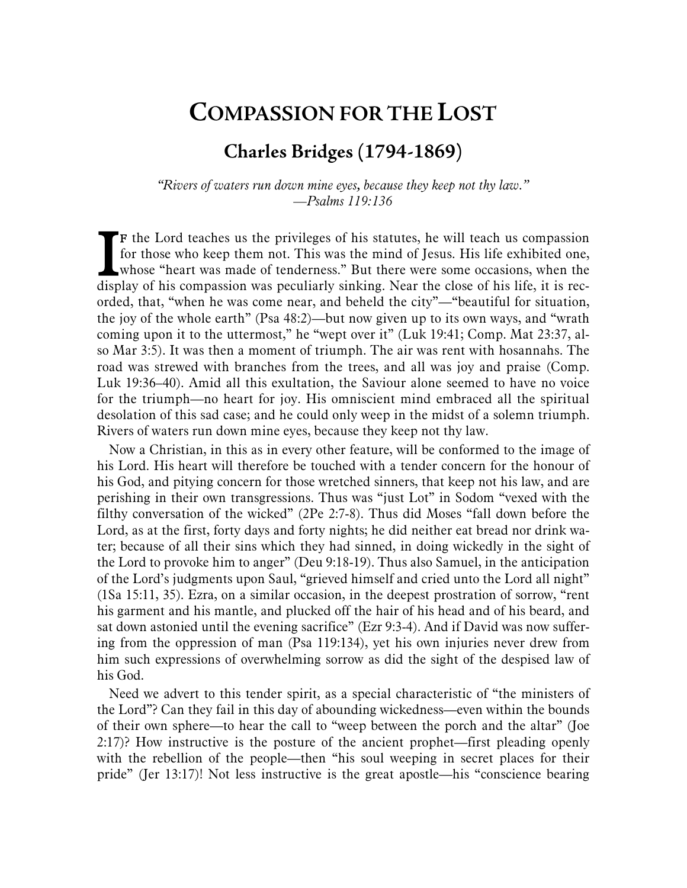# Compassion for the Lost

## Charles Bridges (1794-1869)

*"Rivers of waters run down mine eyes, because they keep not thy law."*
*—Psalms 119:136*

IF the Lord teaches us the privileges of his statutes, he will teach us compassion for those who keep them not. This was the mind of Jesus. His life exhibited one, whose "heart was made of tenderness." But there were some occasions, when the display of his compassion was peculiarly sinking. Near the close of his life, it is recorded, that, "when he was come near, and beheld the city"—"beautiful for situation, the joy of the whole earth" (Psa 48:2)—but now given up to its own ways, and "wrath coming upon it to the uttermost," he "wept over it" (Luk 19:41; Comp. Mat 23:37, also Mar 3:5). It was then a moment of triumph. The air was rent with hosannahs. The road was strewed with branches from the trees, and all was joy and praise (Comp. Luk 19:36–40). Amid all this exultation, the Saviour alone seemed to have no voice for the triumph—no heart for joy. His omniscient mind embraced all the spiritual desolation of this sad case; and he could only weep in the midst of a solemn triumph. Rivers of waters run down mine eyes, because they keep not thy law.

Now a Christian, in this as in every other feature, will be conformed to the image of his Lord. His heart will therefore be touched with a tender concern for the honour of his God, and pitying concern for those wretched sinners, that keep not his law, and are perishing in their own transgressions. Thus was "just Lot" in Sodom "vexed with the filthy conversation of the wicked" (2Pe 2:7-8). Thus did Moses "fall down before the Lord, as at the first, forty days and forty nights; he did neither eat bread nor drink water; because of all their sins which they had sinned, in doing wickedly in the sight of the Lord to provoke him to anger" (Deu 9:18-19). Thus also Samuel, in the anticipation of the Lord's judgments upon Saul, "grieved himself and cried unto the Lord all night" (1Sa 15:11, 35). Ezra, on a similar occasion, in the deepest prostration of sorrow, "rent his garment and his mantle, and plucked off the hair of his head and of his beard, and sat down astonied until the evening sacrifice" (Ezr 9:3-4). And if David was now suffering from the oppression of man (Psa 119:134), yet his own injuries never drew from him such expressions of overwhelming sorrow as did the sight of the despised law of his God.

Need we advert to this tender spirit, as a special characteristic of "the ministers of the Lord"? Can they fail in this day of abounding wickedness—even within the bounds of their own sphere—to hear the call to "weep between the porch and the altar" (Joe 2:17)? How instructive is the posture of the ancient prophet—first pleading openly with the rebellion of the people—then "his soul weeping in secret places for their pride" (Jer 13:17)! Not less instructive is the great apostle—his "conscience bearing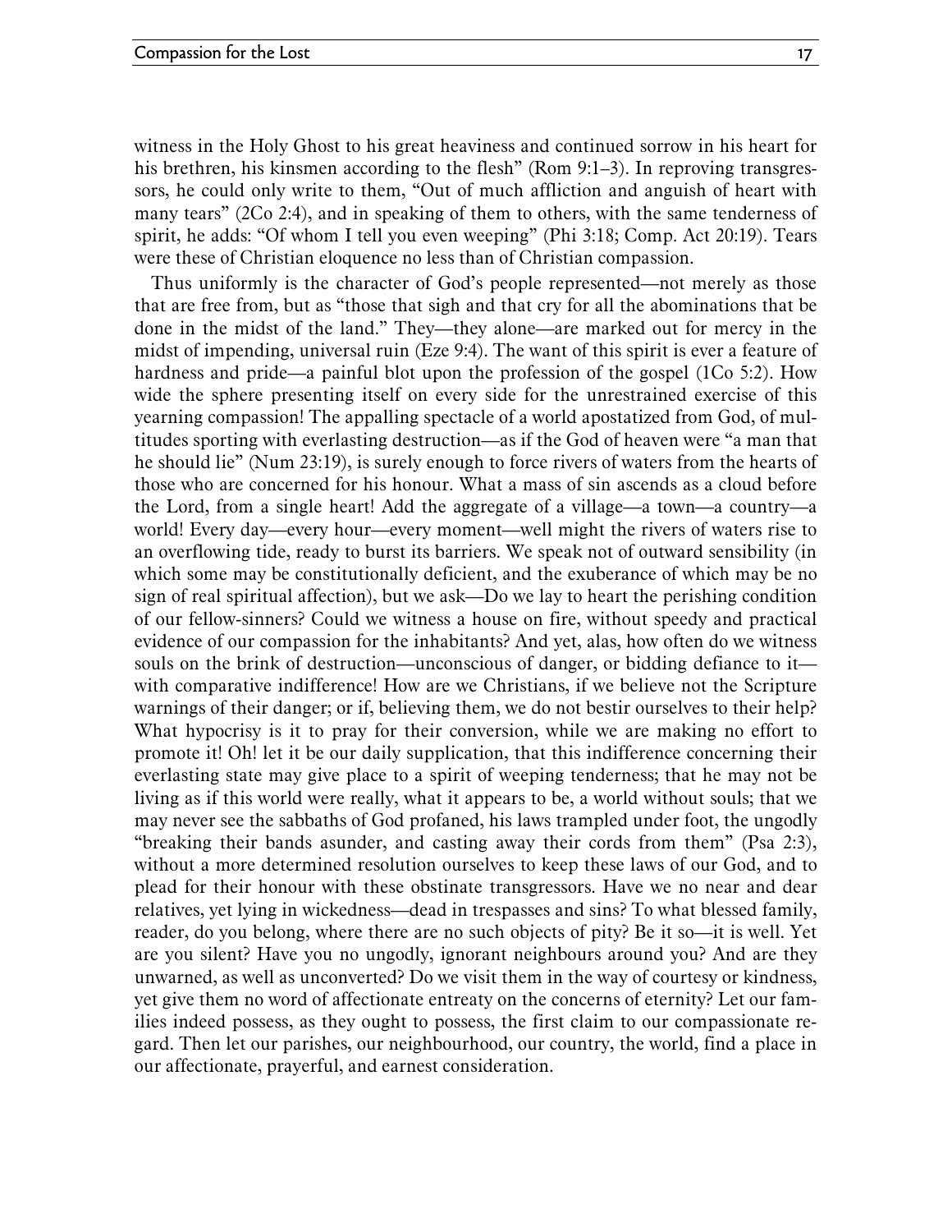witness in the Holy Ghost to his great heaviness and continued sorrow in his heart for his brethren, his kinsmen according to the flesh" (Rom 9:1–3). In reproving transgressors, he could only write to them, "Out of much affliction and anguish of heart with many tears" (2Co 2:4), and in speaking of them to others, with the same tenderness of spirit, he adds: "Of whom I tell you even weeping" (Phi 3:18; Comp. Act 20:19). Tears were these of Christian eloquence no less than of Christian compassion.

Thus uniformly is the character of God's people represented—not merely as those that are free from, but as "those that sigh and that cry for all the abominations that be done in the midst of the land." They—they alone—are marked out for mercy in the midst of impending, universal ruin (Eze 9:4). The want of this spirit is ever a feature of hardness and pride—a painful blot upon the profession of the gospel (1Co 5:2). How wide the sphere presenting itself on every side for the unrestrained exercise of this yearning compassion! The appalling spectacle of a world apostatized from God, of multitudes sporting with everlasting destruction—as if the God of heaven were "a man that he should lie" (Num 23:19), is surely enough to force rivers of waters from the hearts of those who are concerned for his honour. What a mass of sin ascends as a cloud before the Lord, from a single heart! Add the aggregate of a village—a town—a country—a world! Every day—every hour—every moment—well might the rivers of waters rise to an overflowing tide, ready to burst its barriers. We speak not of outward sensibility (in which some may be constitutionally deficient, and the exuberance of which may be no sign of real spiritual affection), but we ask—Do we lay to heart the perishing condition of our fellow-sinners? Could we witness a house on fire, without speedy and practical evidence of our compassion for the inhabitants? And yet, alas, how often do we witness souls on the brink of destruction—unconscious of danger, or bidding defiance to it—with comparative indifference! How are we Christians, if we believe not the Scripture warnings of their danger; or if, believing them, we do not bestir ourselves to their help? What hypocrisy is it to pray for their conversion, while we are making no effort to promote it! Oh! let it be our daily supplication, that this indifference concerning their everlasting state may give place to a spirit of weeping tenderness; that he may not be living as if this world were really, what it appears to be, a world without souls; that we may never see the sabbaths of God profaned, his laws trampled under foot, the ungodly "breaking their bands asunder, and casting away their cords from them" (Psa 2:3), without a more determined resolution ourselves to keep these laws of our God, and to plead for their honour with these obstinate transgressors. Have we no near and dear relatives, yet lying in wickedness—dead in trespasses and sins? To what blessed family, reader, do you belong, where there are no such objects of pity? Be it so—it is well. Yet are you silent? Have you no ungodly, ignorant neighbours around you? And are they unwarned, as well as unconverted? Do we visit them in the way of courtesy or kindness, yet give them no word of affectionate entreaty on the concerns of eternity? Let our families indeed possess, as they ought to possess, the first claim to our compassionate regard. Then let our parishes, our neighbourhood, our country, the world, find a place in our affectionate, prayerful, and earnest consideration.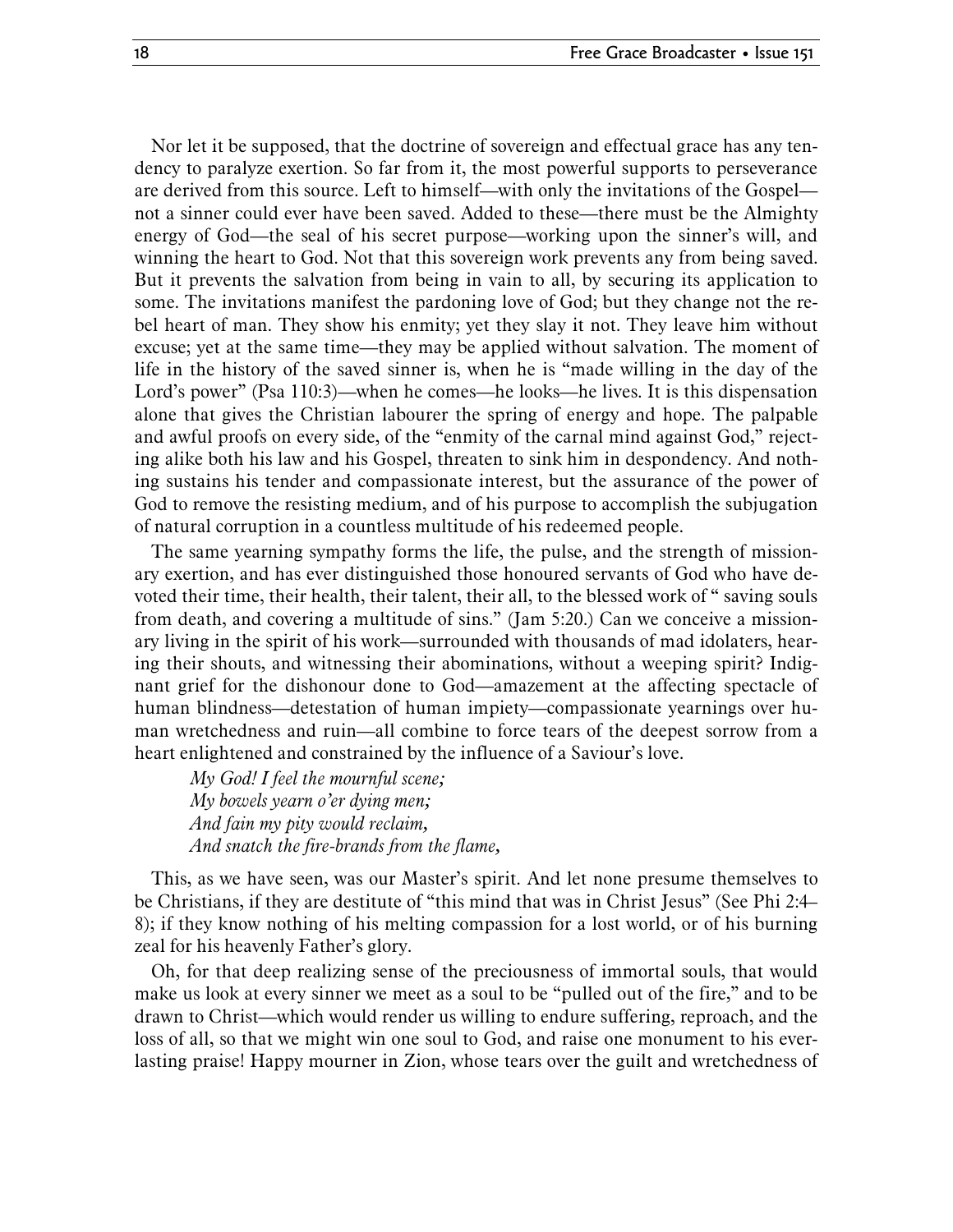Nor let it be supposed, that the doctrine of sovereign and effectual grace has any tendency to paralyze exertion. So far from it, the most powerful supports to perseverance are derived from this source. Left to himself—with only the invitations of the Gospel—not a sinner could ever have been saved. Added to these—there must be the Almighty energy of God—the seal of his secret purpose—working upon the sinner's will, and winning the heart to God. Not that this sovereign work prevents any from being saved. But it prevents the salvation from being in vain to all, by securing its application to some. The invitations manifest the pardoning love of God; but they change not the rebel heart of man. They show his enmity; yet they slay it not. They leave him without excuse; yet at the same time—they may be applied without salvation. The moment of life in the history of the saved sinner is, when he is "made willing in the day of the Lord's power" (Psa 110:3)—when he comes—he looks—he lives. It is this dispensation alone that gives the Christian labourer the spring of energy and hope. The palpable and awful proofs on every side, of the "enmity of the carnal mind against God," rejecting alike both his law and his Gospel, threaten to sink him in despondency. And nothing sustains his tender and compassionate interest, but the assurance of the power of God to remove the resisting medium, and of his purpose to accomplish the subjugation of natural corruption in a countless multitude of his redeemed people.

The same yearning sympathy forms the life, the pulse, and the strength of missionary exertion, and has ever distinguished those honoured servants of God who have devoted their time, their health, their talent, their all, to the blessed work of " saving souls from death, and covering a multitude of sins." (Jam 5:20.) Can we conceive a missionary living in the spirit of his work—surrounded with thousands of mad idolaters, hearing their shouts, and witnessing their abominations, without a weeping spirit? Indignant grief for the dishonour done to God—amazement at the affecting spectacle of human blindness—detestation of human impiety—compassionate yearnings over human wretchedness and ruin—all combine to force tears of the deepest sorrow from a heart enlightened and constrained by the influence of a Saviour's love.

*My God! I feel the mournful scene;*
*My bowels yearn o'er dying men;*
*And fain my pity would reclaim,*
*And snatch the fire-brands from the flame,*

This, as we have seen, was our Master's spirit. And let none presume themselves to be Christians, if they are destitute of "this mind that was in Christ Jesus" (See Phi 2:4–8); if they know nothing of his melting compassion for a lost world, or of his burning zeal for his heavenly Father's glory.

Oh, for that deep realizing sense of the preciousness of immortal souls, that would make us look at every sinner we meet as a soul to be "pulled out of the fire," and to be drawn to Christ—which would render us willing to endure suffering, reproach, and the loss of all, so that we might win one soul to God, and raise one monument to his everlasting praise! Happy mourner in Zion, whose tears over the guilt and wretchedness of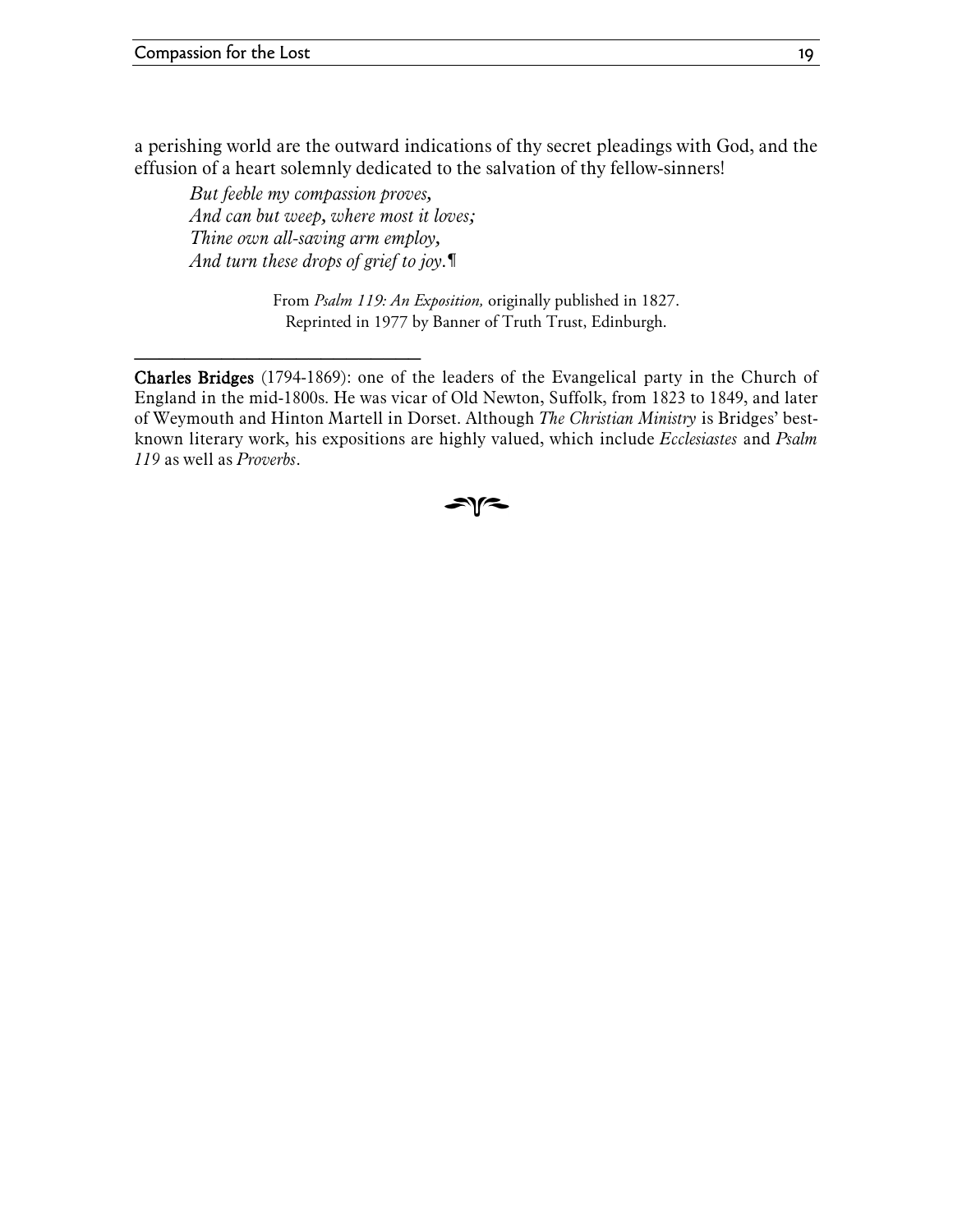a perishing world are the outward indications of thy secret pleadings with God, and the effusion of a heart solemnly dedicated to the salvation of thy fellow-sinners!

> *But feeble my compassion proves,*
> *And can but weep, where most it loves;*
> *Thine own all-saving arm employ,*
> *And turn these drops of grief to joy.*¶

From *Psalm 119: An Exposition,* originally published in 1827.
Reprinted in 1977 by Banner of Truth Trust, Edinburgh.

---

**Charles Bridges** (1794-1869): one of the leaders of the Evangelical party in the Church of England in the mid-1800s. He was vicar of Old Newton, Suffolk, from 1823 to 1849, and later of Weymouth and Hinton Martell in Dorset. Although *The Christian Ministry* is Bridges' best-known literary work, his expositions are highly valued, which include *Ecclesiastes* and *Psalm 119* as well as *Proverbs*.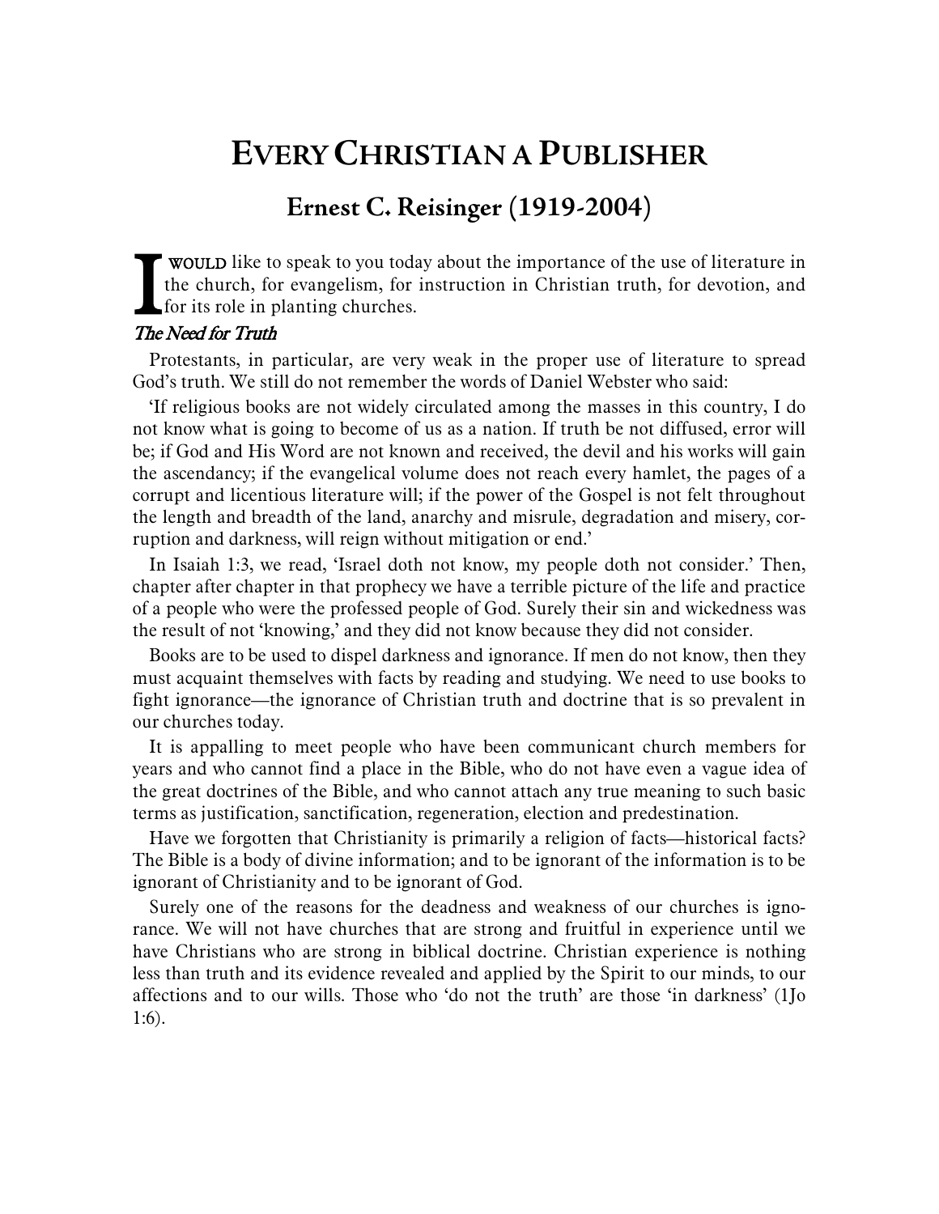# Every Christian a Publisher

## Ernest C. Reisinger (1919-2004)

I WOULD like to speak to you today about the importance of the use of literature in the church, for evangelism, for instruction in Christian truth, for devotion, and for its role in planting churches.

### *The Need for Truth*

Protestants, in particular, are very weak in the proper use of literature to spread God's truth. We still do not remember the words of Daniel Webster who said:

'If religious books are not widely circulated among the masses in this country, I do not know what is going to become of us as a nation. If truth be not diffused, error will be; if God and His Word are not known and received, the devil and his works will gain the ascendancy; if the evangelical volume does not reach every hamlet, the pages of a corrupt and licentious literature will; if the power of the Gospel is not felt throughout the length and breadth of the land, anarchy and misrule, degradation and misery, corruption and darkness, will reign without mitigation or end.'

In Isaiah 1:3, we read, 'Israel doth not know, my people doth not consider.' Then, chapter after chapter in that prophecy we have a terrible picture of the life and practice of a people who were the professed people of God. Surely their sin and wickedness was the result of not 'knowing,' and they did not know because they did not consider.

Books are to be used to dispel darkness and ignorance. If men do not know, then they must acquaint themselves with facts by reading and studying. We need to use books to fight ignorance—the ignorance of Christian truth and doctrine that is so prevalent in our churches today.

It is appalling to meet people who have been communicant church members for years and who cannot find a place in the Bible, who do not have even a vague idea of the great doctrines of the Bible, and who cannot attach any true meaning to such basic terms as justification, sanctification, regeneration, election and predestination.

Have we forgotten that Christianity is primarily a religion of facts—historical facts? The Bible is a body of divine information; and to be ignorant of the information is to be ignorant of Christianity and to be ignorant of God.

Surely one of the reasons for the deadness and weakness of our churches is ignorance. We will not have churches that are strong and fruitful in experience until we have Christians who are strong in biblical doctrine. Christian experience is nothing less than truth and its evidence revealed and applied by the Spirit to our minds, to our affections and to our wills. Those who 'do not the truth' are those 'in darkness' (1Jo 1:6).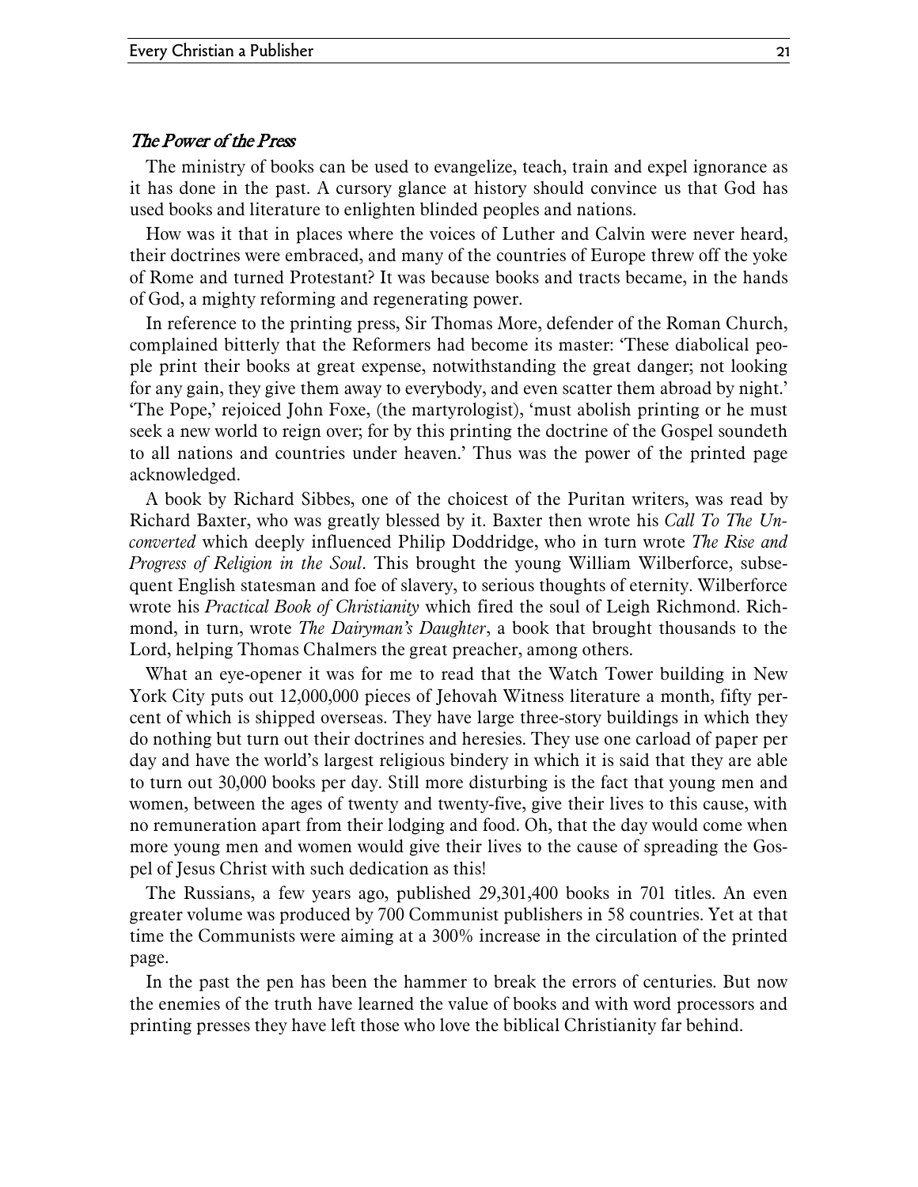### *The Power of the Press*

The ministry of books can be used to evangelize, teach, train and expel ignorance as it has done in the past. A cursory glance at history should convince us that God has used books and literature to enlighten blinded peoples and nations.

How was it that in places where the voices of Luther and Calvin were never heard, their doctrines were embraced, and many of the countries of Europe threw off the yoke of Rome and turned Protestant? It was because books and tracts became, in the hands of God, a mighty reforming and regenerating power.

In reference to the printing press, Sir Thomas More, defender of the Roman Church, complained bitterly that the Reformers had become its master: 'These diabolical people print their books at great expense, notwithstanding the great danger; not looking for any gain, they give them away to everybody, and even scatter them abroad by night.' 'The Pope,' rejoiced John Foxe, (the martyrologist), 'must abolish printing or he must seek a new world to reign over; for by this printing the doctrine of the Gospel soundeth to all nations and countries under heaven.' Thus was the power of the printed page acknowledged.

A book by Richard Sibbes, one of the choicest of the Puritan writers, was read by Richard Baxter, who was greatly blessed by it. Baxter then wrote his *Call To The Unconverted* which deeply influenced Philip Doddridge, who in turn wrote *The Rise and Progress of Religion in the Soul*. This brought the young William Wilberforce, subsequent English statesman and foe of slavery, to serious thoughts of eternity. Wilberforce wrote his *Practical Book of Christianity* which fired the soul of Leigh Richmond. Richmond, in turn, wrote *The Dairyman's Daughter*, a book that brought thousands to the Lord, helping Thomas Chalmers the great preacher, among others.

What an eye-opener it was for me to read that the Watch Tower building in New York City puts out 12,000,000 pieces of Jehovah Witness literature a month, fifty percent of which is shipped overseas. They have large three-story buildings in which they do nothing but turn out their doctrines and heresies. They use one carload of paper per day and have the world's largest religious bindery in which it is said that they are able to turn out 30,000 books per day. Still more disturbing is the fact that young men and women, between the ages of twenty and twenty-five, give their lives to this cause, with no remuneration apart from their lodging and food. Oh, that the day would come when more young men and women would give their lives to the cause of spreading the Gospel of Jesus Christ with such dedication as this!

The Russians, a few years ago, published 29,301,400 books in 701 titles. An even greater volume was produced by 700 Communist publishers in 58 countries. Yet at that time the Communists were aiming at a 300% increase in the circulation of the printed page.

In the past the pen has been the hammer to break the errors of centuries. But now the enemies of the truth have learned the value of books and with word processors and printing presses they have left those who love the biblical Christianity far behind.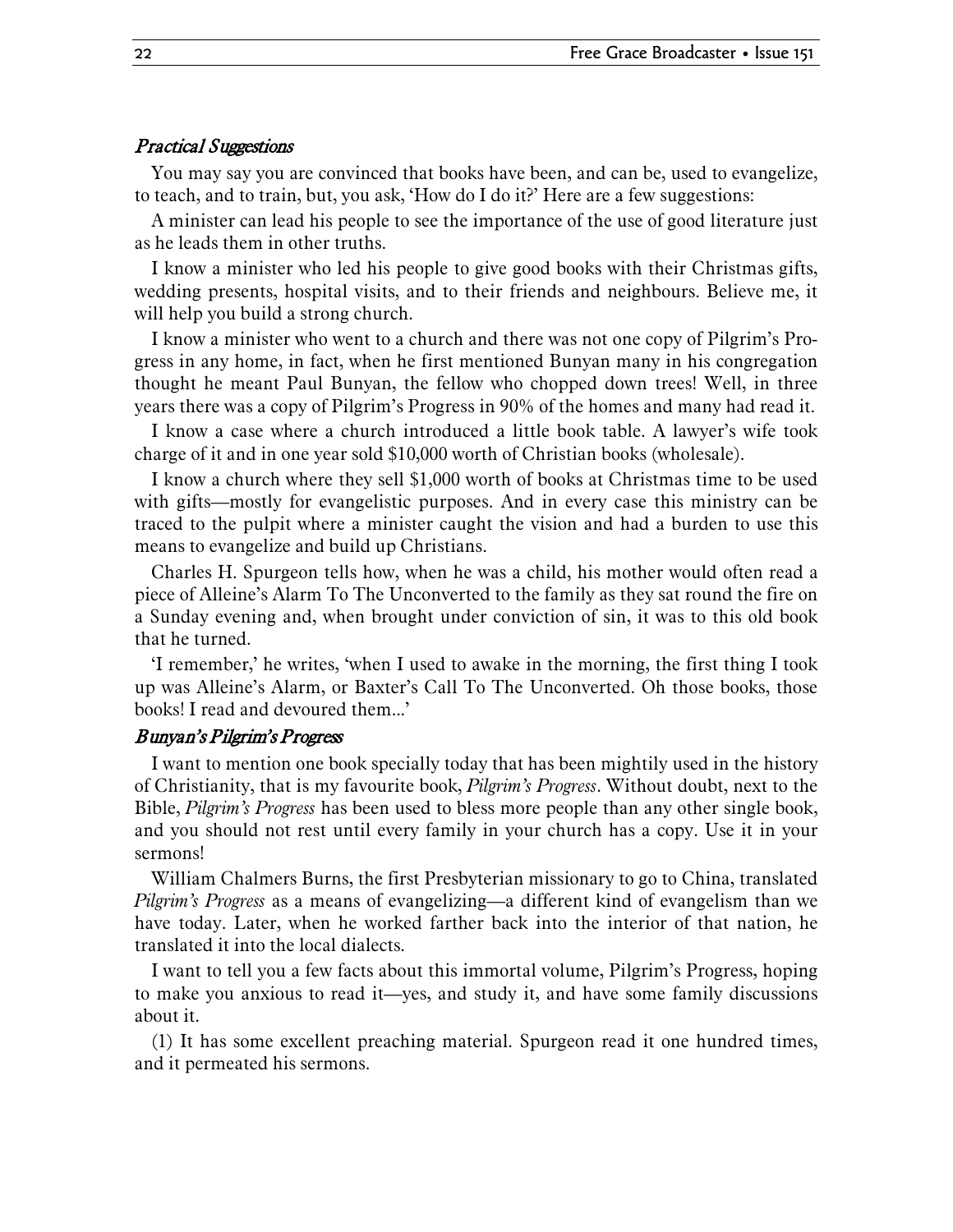### *Practical Suggestions*

You may say you are convinced that books have been, and can be, used to evangelize, to teach, and to train, but, you ask, 'How do I do it?' Here are a few suggestions:

A minister can lead his people to see the importance of the use of good literature just as he leads them in other truths.

I know a minister who led his people to give good books with their Christmas gifts, wedding presents, hospital visits, and to their friends and neighbours. Believe me, it will help you build a strong church.

I know a minister who went to a church and there was not one copy of Pilgrim's Progress in any home, in fact, when he first mentioned Bunyan many in his congregation thought he meant Paul Bunyan, the fellow who chopped down trees! Well, in three years there was a copy of Pilgrim's Progress in 90% of the homes and many had read it.

I know a case where a church introduced a little book table. A lawyer's wife took charge of it and in one year sold $10,000 worth of Christian books (wholesale).

I know a church where they sell $1,000 worth of books at Christmas time to be used with gifts—mostly for evangelistic purposes. And in every case this ministry can be traced to the pulpit where a minister caught the vision and had a burden to use this means to evangelize and build up Christians.

Charles H. Spurgeon tells how, when he was a child, his mother would often read a piece of Alleine's Alarm To The Unconverted to the family as they sat round the fire on a Sunday evening and, when brought under conviction of sin, it was to this old book that he turned.

'I remember,' he writes, 'when I used to awake in the morning, the first thing I took up was Alleine's Alarm, or Baxter's Call To The Unconverted. Oh those books, those books! I read and devoured them...'

### *Bunyan's Pilgrim's Progress*

I want to mention one book specially today that has been mightily used in the history of Christianity, that is my favourite book, *Pilgrim's Progress*. Without doubt, next to the Bible, *Pilgrim's Progress* has been used to bless more people than any other single book, and you should not rest until every family in your church has a copy. Use it in your sermons!

William Chalmers Burns, the first Presbyterian missionary to go to China, translated *Pilgrim's Progress* as a means of evangelizing—a different kind of evangelism than we have today. Later, when he worked farther back into the interior of that nation, he translated it into the local dialects.

I want to tell you a few facts about this immortal volume, Pilgrim's Progress, hoping to make you anxious to read it—yes, and study it, and have some family discussions about it.

(1) It has some excellent preaching material. Spurgeon read it one hundred times, and it permeated his sermons.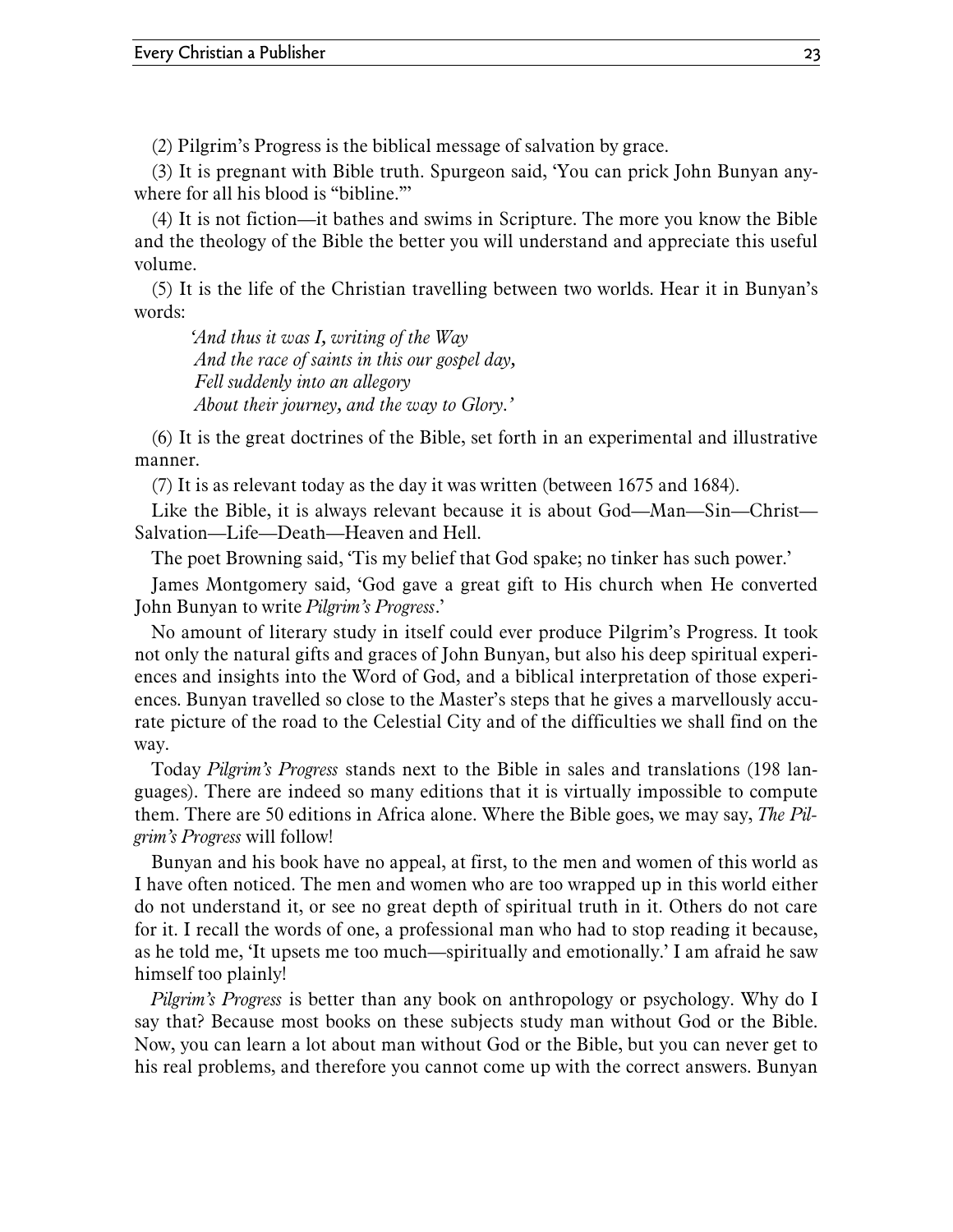(2) Pilgrim's Progress is the biblical message of salvation by grace.

(3) It is pregnant with Bible truth. Spurgeon said, 'You can prick John Bunyan anywhere for all his blood is "bibline."'

(4) It is not fiction—it bathes and swims in Scripture. The more you know the Bible and the theology of the Bible the better you will understand and appreciate this useful volume.

(5) It is the life of the Christian travelling between two worlds. Hear it in Bunyan's words:

> *'And thus it was I, writing of the Way*
> *And the race of saints in this our gospel day,*
> *Fell suddenly into an allegory*
> *About their journey, and the way to Glory.'*

(6) It is the great doctrines of the Bible, set forth in an experimental and illustrative manner.

(7) It is as relevant today as the day it was written (between 1675 and 1684).

Like the Bible, it is always relevant because it is about God—Man—Sin—Christ—Salvation—Life—Death—Heaven and Hell.

The poet Browning said, 'Tis my belief that God spake; no tinker has such power.'

James Montgomery said, 'God gave a great gift to His church when He converted John Bunyan to write *Pilgrim's Progress*.'

No amount of literary study in itself could ever produce Pilgrim's Progress. It took not only the natural gifts and graces of John Bunyan, but also his deep spiritual experiences and insights into the Word of God, and a biblical interpretation of those experiences. Bunyan travelled so close to the Master's steps that he gives a marvellously accurate picture of the road to the Celestial City and of the difficulties we shall find on the way.

Today *Pilgrim's Progress* stands next to the Bible in sales and translations (198 languages). There are indeed so many editions that it is virtually impossible to compute them. There are 50 editions in Africa alone. Where the Bible goes, we may say, *The Pilgrim's Progress* will follow!

Bunyan and his book have no appeal, at first, to the men and women of this world as I have often noticed. The men and women who are too wrapped up in this world either do not understand it, or see no great depth of spiritual truth in it. Others do not care for it. I recall the words of one, a professional man who had to stop reading it because, as he told me, 'It upsets me too much—spiritually and emotionally.' I am afraid he saw himself too plainly!

*Pilgrim's Progress* is better than any book on anthropology or psychology. Why do I say that? Because most books on these subjects study man without God or the Bible. Now, you can learn a lot about man without God or the Bible, but you can never get to his real problems, and therefore you cannot come up with the correct answers. Bunyan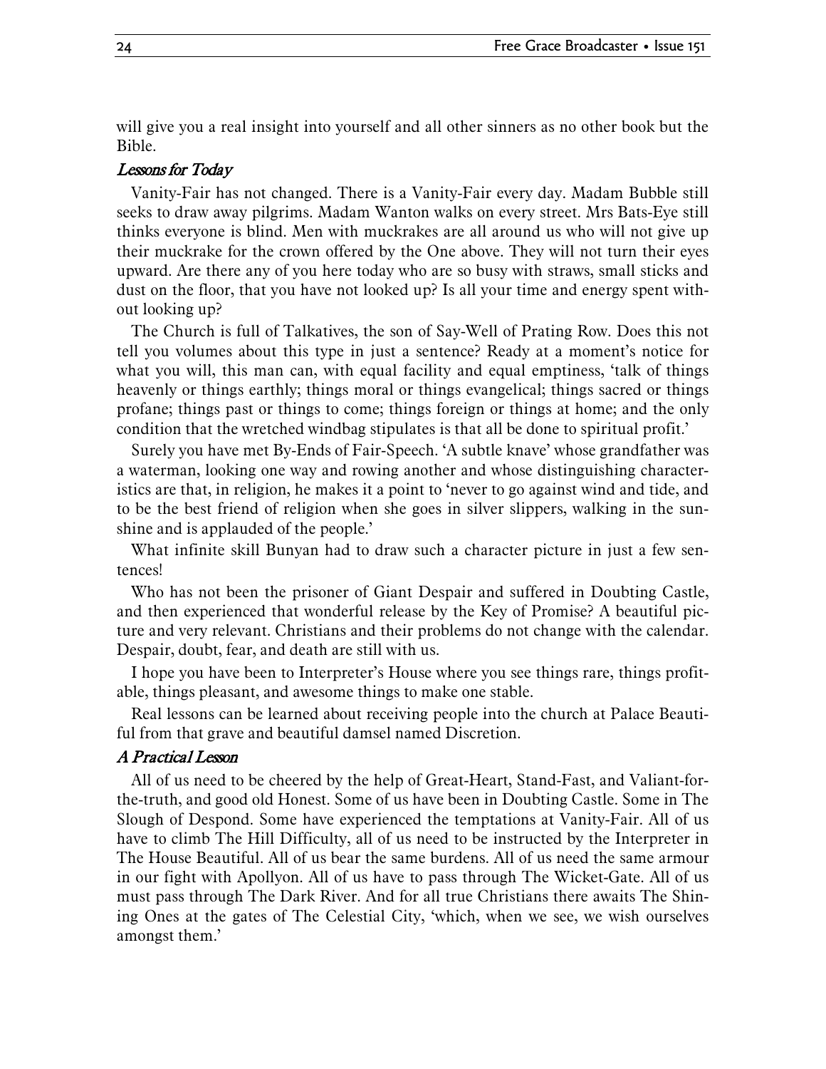will give you a real insight into yourself and all other sinners as no other book but the Bible.

### *Lessons for Today*

Vanity-Fair has not changed. There is a Vanity-Fair every day. Madam Bubble still seeks to draw away pilgrims. Madam Wanton walks on every street. Mrs Bats-Eye still thinks everyone is blind. Men with muckrakes are all around us who will not give up their muckrake for the crown offered by the One above. They will not turn their eyes upward. Are there any of you here today who are so busy with straws, small sticks and dust on the floor, that you have not looked up? Is all your time and energy spent without looking up?

The Church is full of Talkatives, the son of Say-Well of Prating Row. Does this not tell you volumes about this type in just a sentence? Ready at a moment's notice for what you will, this man can, with equal facility and equal emptiness, 'talk of things heavenly or things earthly; things moral or things evangelical; things sacred or things profane; things past or things to come; things foreign or things at home; and the only condition that the wretched windbag stipulates is that all be done to spiritual profit.'

Surely you have met By-Ends of Fair-Speech. 'A subtle knave' whose grandfather was a waterman, looking one way and rowing another and whose distinguishing characteristics are that, in religion, he makes it a point to 'never to go against wind and tide, and to be the best friend of religion when she goes in silver slippers, walking in the sunshine and is applauded of the people.'

What infinite skill Bunyan had to draw such a character picture in just a few sentences!

Who has not been the prisoner of Giant Despair and suffered in Doubting Castle, and then experienced that wonderful release by the Key of Promise? A beautiful picture and very relevant. Christians and their problems do not change with the calendar. Despair, doubt, fear, and death are still with us.

I hope you have been to Interpreter's House where you see things rare, things profitable, things pleasant, and awesome things to make one stable.

Real lessons can be learned about receiving people into the church at Palace Beautiful from that grave and beautiful damsel named Discretion.

### *A Practical Lesson*

All of us need to be cheered by the help of Great-Heart, Stand-Fast, and Valiant-for-the-truth, and good old Honest. Some of us have been in Doubting Castle. Some in The Slough of Despond. Some have experienced the temptations at Vanity-Fair. All of us have to climb The Hill Difficulty, all of us need to be instructed by the Interpreter in The House Beautiful. All of us bear the same burdens. All of us need the same armour in our fight with Apollyon. All of us have to pass through The Wicket-Gate. All of us must pass through The Dark River. And for all true Christians there awaits The Shining Ones at the gates of The Celestial City, 'which, when we see, we wish ourselves amongst them.'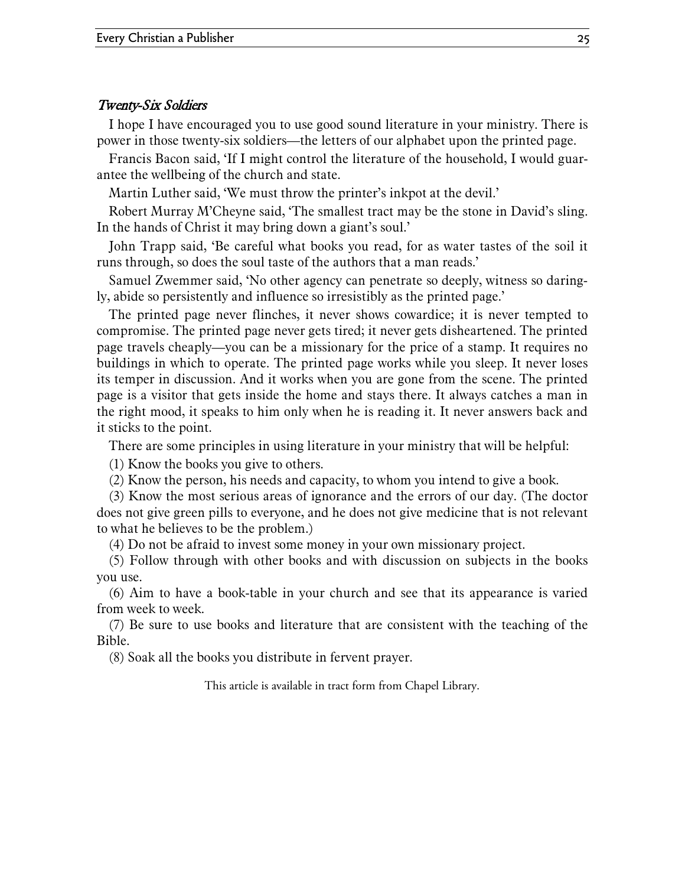### *Twenty-Six Soldiers*

I hope I have encouraged you to use good sound literature in your ministry. There is power in those twenty-six soldiers—the letters of our alphabet upon the printed page.

Francis Bacon said, 'If I might control the literature of the household, I would guarantee the wellbeing of the church and state.

Martin Luther said, 'We must throw the printer's inkpot at the devil.'

Robert Murray M'Cheyne said, 'The smallest tract may be the stone in David's sling. In the hands of Christ it may bring down a giant's soul.'

John Trapp said, 'Be careful what books you read, for as water tastes of the soil it runs through, so does the soul taste of the authors that a man reads.'

Samuel Zwemmer said, 'No other agency can penetrate so deeply, witness so daringly, abide so persistently and influence so irresistibly as the printed page.'

The printed page never flinches, it never shows cowardice; it is never tempted to compromise. The printed page never gets tired; it never gets disheartened. The printed page travels cheaply—you can be a missionary for the price of a stamp. It requires no buildings in which to operate. The printed page works while you sleep. It never loses its temper in discussion. And it works when you are gone from the scene. The printed page is a visitor that gets inside the home and stays there. It always catches a man in the right mood, it speaks to him only when he is reading it. It never answers back and it sticks to the point.

There are some principles in using literature in your ministry that will be helpful:

(1) Know the books you give to others.

(2) Know the person, his needs and capacity, to whom you intend to give a book.

(3) Know the most serious areas of ignorance and the errors of our day. (The doctor does not give green pills to everyone, and he does not give medicine that is not relevant to what he believes to be the problem.)

(4) Do not be afraid to invest some money in your own missionary project.

(5) Follow through with other books and with discussion on subjects in the books you use.

(6) Aim to have a book-table in your church and see that its appearance is varied from week to week.

(7) Be sure to use books and literature that are consistent with the teaching of the Bible.

(8) Soak all the books you distribute in fervent prayer.

This article is available in tract form from Chapel Library.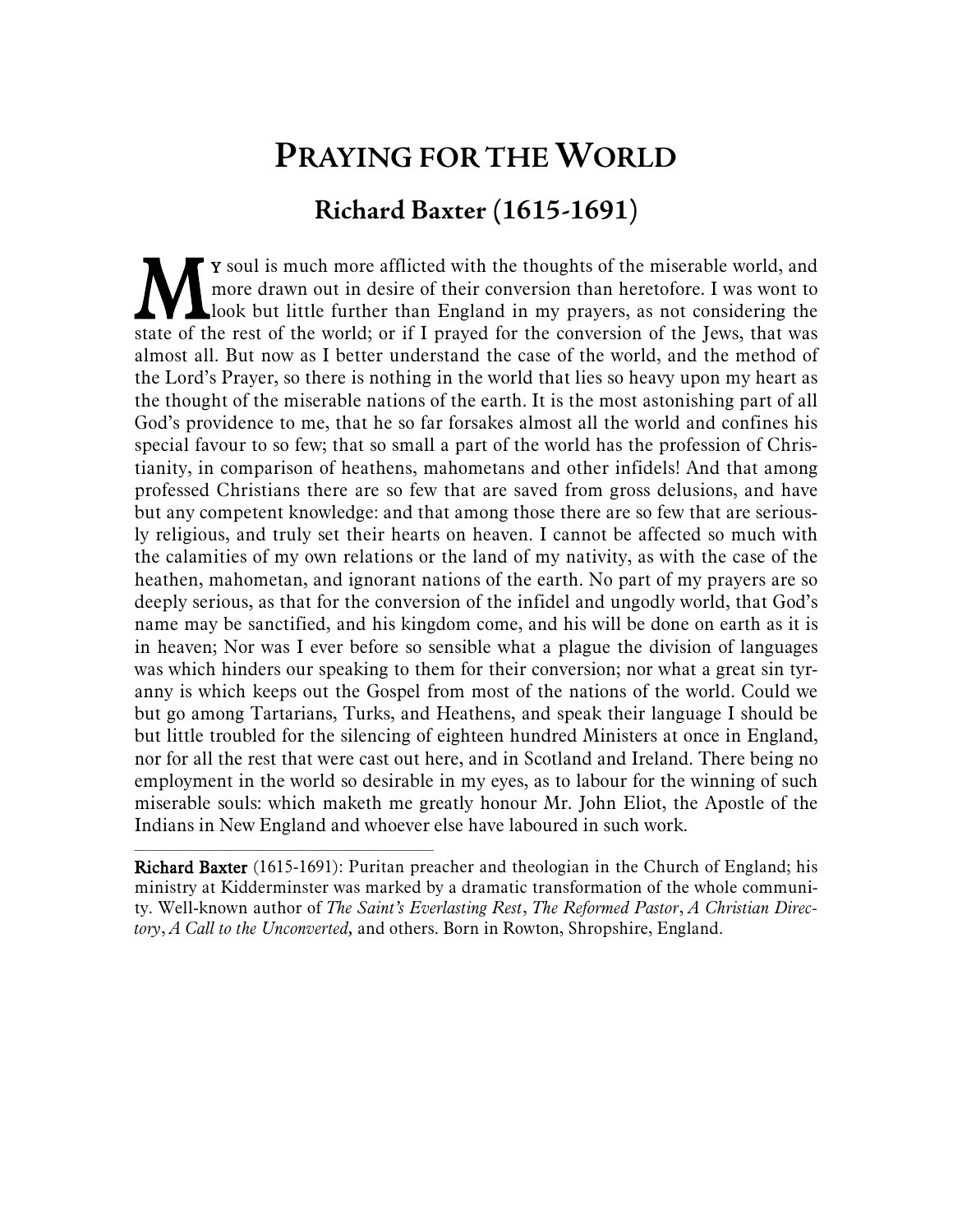# Praying for the World

## Richard Baxter (1615-1691)

My soul is much more afflicted with the thoughts of the miserable world, and more drawn out in desire of their conversion than heretofore. I was wont to look but little further than England in my prayers, as not considering the state of the rest of the world; or if I prayed for the conversion of the Jews, that was almost all. But now as I better understand the case of the world, and the method of the Lord's Prayer, so there is nothing in the world that lies so heavy upon my heart as the thought of the miserable nations of the earth. It is the most astonishing part of all God's providence to me, that he so far forsakes almost all the world and confines his special favour to so few; that so small a part of the world has the profession of Christianity, in comparison of heathens, mahometans and other infidels! And that among professed Christians there are so few that are saved from gross delusions, and have but any competent knowledge: and that among those there are so few that are seriously religious, and truly set their hearts on heaven. I cannot be affected so much with the calamities of my own relations or the land of my nativity, as with the case of the heathen, mahometan, and ignorant nations of the earth. No part of my prayers are so deeply serious, as that for the conversion of the infidel and ungodly world, that God's name may be sanctified, and his kingdom come, and his will be done on earth as it is in heaven; Nor was I ever before so sensible what a plague the division of languages was which hinders our speaking to them for their conversion; nor what a great sin tyranny is which keeps out the Gospel from most of the nations of the world. Could we but go among Tartarians, Turks, and Heathens, and speak their language I should be but little troubled for the silencing of eighteen hundred Ministers at once in England, nor for all the rest that were cast out here, and in Scotland and Ireland. There being no employment in the world so desirable in my eyes, as to labour for the winning of such miserable souls: which maketh me greatly honour Mr. John Eliot, the Apostle of the Indians in New England and whoever else have laboured in such work.

---

**Richard Baxter** (1615-1691): Puritan preacher and theologian in the Church of England; his ministry at Kidderminster was marked by a dramatic transformation of the whole community. Well-known author of *The Saint's Everlasting Rest*, *The Reformed Pastor*, *A Christian Directory*, *A Call to the Unconverted,* and others. Born in Rowton, Shropshire, England.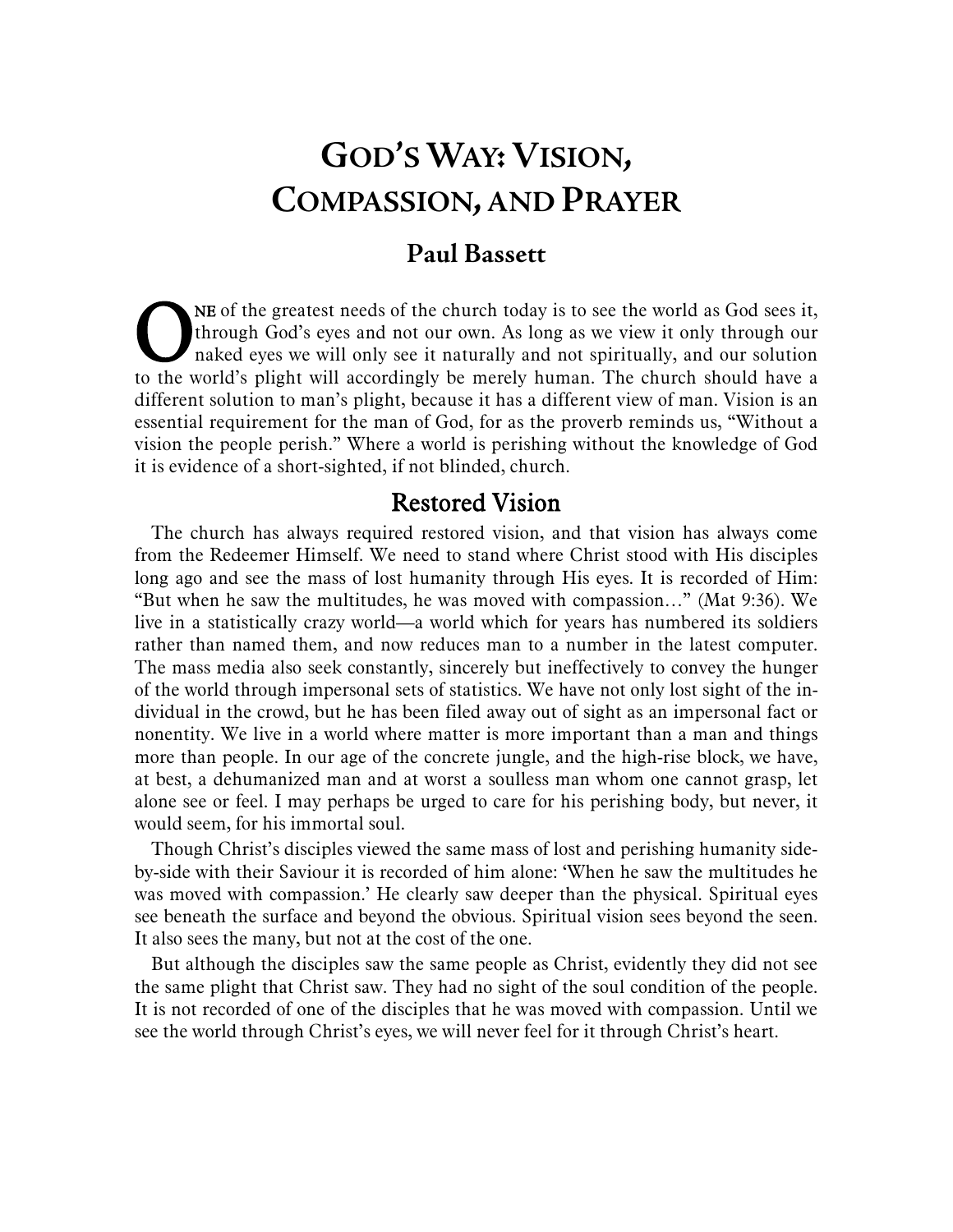# God's Way: Vision, Compassion, and Prayer

## Paul Bassett

ONE of the greatest needs of the church today is to see the world as God sees it, through God's eyes and not our own. As long as we view it only through our naked eyes we will only see it naturally and not spiritually, and our solution to the world's plight will accordingly be merely human. The church should have a different solution to man's plight, because it has a different view of man. Vision is an essential requirement for the man of God, for as the proverb reminds us, "Without a vision the people perish." Where a world is perishing without the knowledge of God it is evidence of a short-sighted, if not blinded, church.

### Restored Vision

The church has always required restored vision, and that vision has always come from the Redeemer Himself. We need to stand where Christ stood with His disciples long ago and see the mass of lost humanity through His eyes. It is recorded of Him: "But when he saw the multitudes, he was moved with compassion…" (Mat 9:36). We live in a statistically crazy world—a world which for years has numbered its soldiers rather than named them, and now reduces man to a number in the latest computer. The mass media also seek constantly, sincerely but ineffectively to convey the hunger of the world through impersonal sets of statistics. We have not only lost sight of the individual in the crowd, but he has been filed away out of sight as an impersonal fact or nonentity. We live in a world where matter is more important than a man and things more than people. In our age of the concrete jungle, and the high-rise block, we have, at best, a dehumanized man and at worst a soulless man whom one cannot grasp, let alone see or feel. I may perhaps be urged to care for his perishing body, but never, it would seem, for his immortal soul.

Though Christ's disciples viewed the same mass of lost and perishing humanity side-by-side with their Saviour it is recorded of him alone: 'When he saw the multitudes he was moved with compassion.' He clearly saw deeper than the physical. Spiritual eyes see beneath the surface and beyond the obvious. Spiritual vision sees beyond the seen. It also sees the many, but not at the cost of the one.

But although the disciples saw the same people as Christ, evidently they did not see the same plight that Christ saw. They had no sight of the soul condition of the people. It is not recorded of one of the disciples that he was moved with compassion. Until we see the world through Christ's eyes, we will never feel for it through Christ's heart.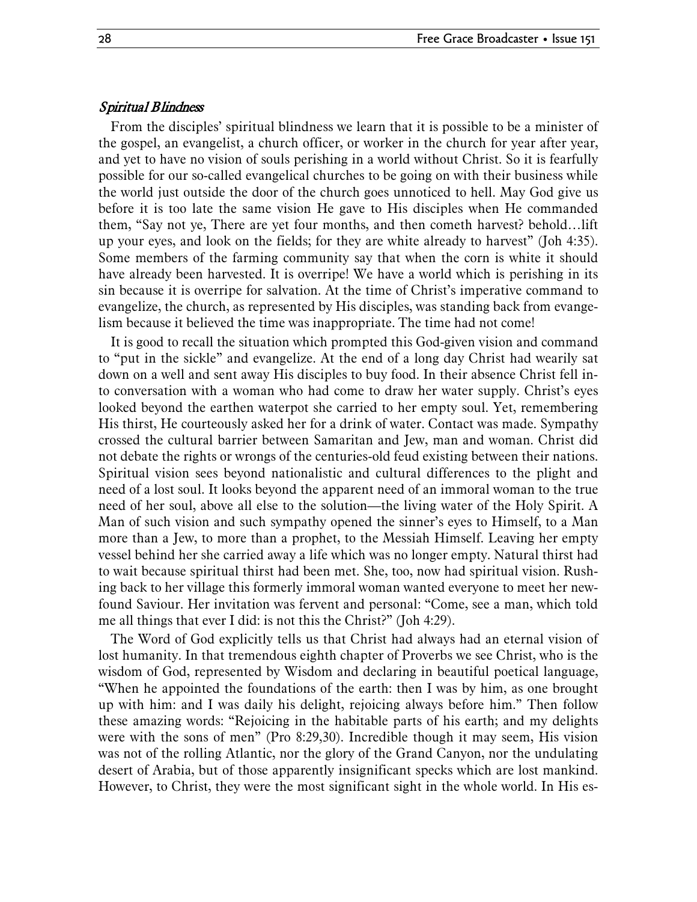### *Spiritual Blindness*

From the disciples' spiritual blindness we learn that it is possible to be a minister of the gospel, an evangelist, a church officer, or worker in the church for year after year, and yet to have no vision of souls perishing in a world without Christ. So it is fearfully possible for our so-called evangelical churches to be going on with their business while the world just outside the door of the church goes unnoticed to hell. May God give us before it is too late the same vision He gave to His disciples when He commanded them, "Say not ye, There are yet four months, and then cometh harvest? behold…lift up your eyes, and look on the fields; for they are white already to harvest" (Joh 4:35). Some members of the farming community say that when the corn is white it should have already been harvested. It is overripe! We have a world which is perishing in its sin because it is overripe for salvation. At the time of Christ's imperative command to evangelize, the church, as represented by His disciples, was standing back from evangelism because it believed the time was inappropriate. The time had not come!

It is good to recall the situation which prompted this God-given vision and command to "put in the sickle" and evangelize. At the end of a long day Christ had wearily sat down on a well and sent away His disciples to buy food. In their absence Christ fell into conversation with a woman who had come to draw her water supply. Christ's eyes looked beyond the earthen waterpot she carried to her empty soul. Yet, remembering His thirst, He courteously asked her for a drink of water. Contact was made. Sympathy crossed the cultural barrier between Samaritan and Jew, man and woman. Christ did not debate the rights or wrongs of the centuries-old feud existing between their nations. Spiritual vision sees beyond nationalistic and cultural differences to the plight and need of a lost soul. It looks beyond the apparent need of an immoral woman to the true need of her soul, above all else to the solution—the living water of the Holy Spirit. A Man of such vision and such sympathy opened the sinner's eyes to Himself, to a Man more than a Jew, to more than a prophet, to the Messiah Himself. Leaving her empty vessel behind her she carried away a life which was no longer empty. Natural thirst had to wait because spiritual thirst had been met. She, too, now had spiritual vision. Rushing back to her village this formerly immoral woman wanted everyone to meet her new-found Saviour. Her invitation was fervent and personal: "Come, see a man, which told me all things that ever I did: is not this the Christ?" (Joh 4:29).

The Word of God explicitly tells us that Christ had always had an eternal vision of lost humanity. In that tremendous eighth chapter of Proverbs we see Christ, who is the wisdom of God, represented by Wisdom and declaring in beautiful poetical language, "When he appointed the foundations of the earth: then I was by him, as one brought up with him: and I was daily his delight, rejoicing always before him." Then follow these amazing words: "Rejoicing in the habitable parts of his earth; and my delights were with the sons of men" (Pro 8:29,30). Incredible though it may seem, His vision was not of the rolling Atlantic, nor the glory of the Grand Canyon, nor the undulating desert of Arabia, but of those apparently insignificant specks which are lost mankind. However, to Christ, they were the most significant sight in the whole world. In His es-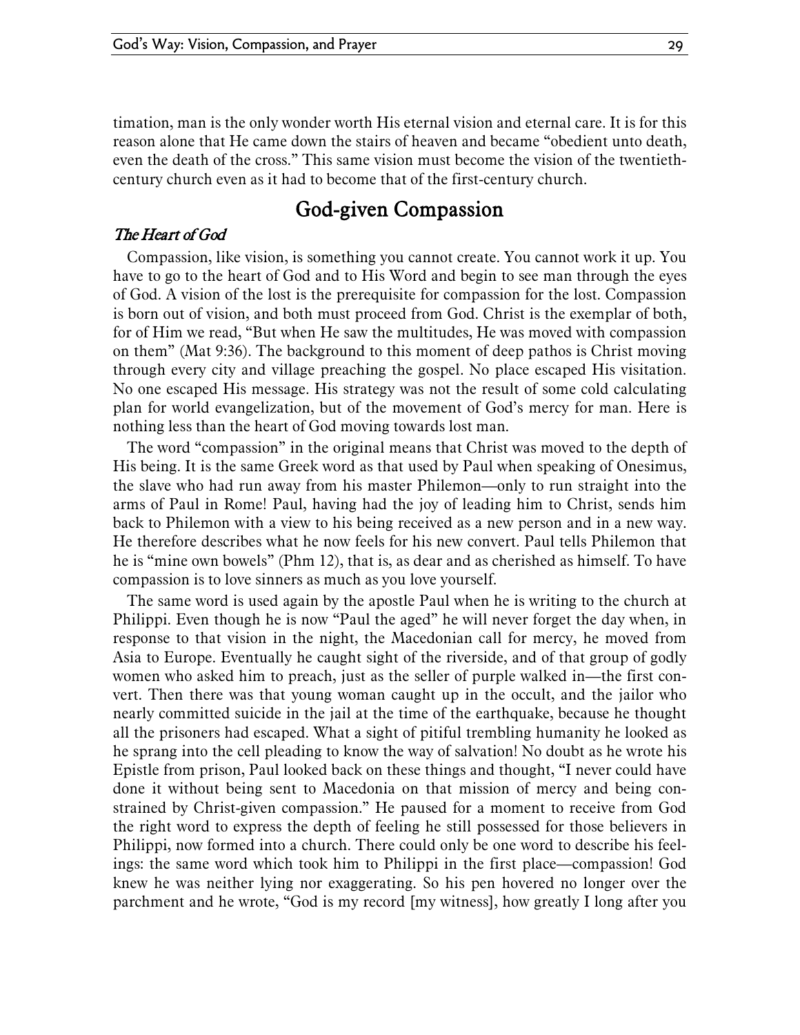timation, man is the only wonder worth His eternal vision and eternal care. It is for this reason alone that He came down the stairs of heaven and became "obedient unto death, even the death of the cross." This same vision must become the vision of the twentieth-century church even as it had to become that of the first-century church.

## God-given Compassion

### *The Heart of God*

Compassion, like vision, is something you cannot create. You cannot work it up. You have to go to the heart of God and to His Word and begin to see man through the eyes of God. A vision of the lost is the prerequisite for compassion for the lost. Compassion is born out of vision, and both must proceed from God. Christ is the exemplar of both, for of Him we read, "But when He saw the multitudes, He was moved with compassion on them" (Mat 9:36). The background to this moment of deep pathos is Christ moving through every city and village preaching the gospel. No place escaped His visitation. No one escaped His message. His strategy was not the result of some cold calculating plan for world evangelization, but of the movement of God's mercy for man. Here is nothing less than the heart of God moving towards lost man.

The word "compassion" in the original means that Christ was moved to the depth of His being. It is the same Greek word as that used by Paul when speaking of Onesimus, the slave who had run away from his master Philemon—only to run straight into the arms of Paul in Rome! Paul, having had the joy of leading him to Christ, sends him back to Philemon with a view to his being received as a new person and in a new way. He therefore describes what he now feels for his new convert. Paul tells Philemon that he is "mine own bowels" (Phm 12), that is, as dear and as cherished as himself. To have compassion is to love sinners as much as you love yourself.

The same word is used again by the apostle Paul when he is writing to the church at Philippi. Even though he is now "Paul the aged" he will never forget the day when, in response to that vision in the night, the Macedonian call for mercy, he moved from Asia to Europe. Eventually he caught sight of the riverside, and of that group of godly women who asked him to preach, just as the seller of purple walked in—the first convert. Then there was that young woman caught up in the occult, and the jailor who nearly committed suicide in the jail at the time of the earthquake, because he thought all the prisoners had escaped. What a sight of pitiful trembling humanity he looked as he sprang into the cell pleading to know the way of salvation! No doubt as he wrote his Epistle from prison, Paul looked back on these things and thought, "I never could have done it without being sent to Macedonia on that mission of mercy and being constrained by Christ-given compassion." He paused for a moment to receive from God the right word to express the depth of feeling he still possessed for those believers in Philippi, now formed into a church. There could only be one word to describe his feelings: the same word which took him to Philippi in the first place—compassion! God knew he was neither lying nor exaggerating. So his pen hovered no longer over the parchment and he wrote, "God is my record [my witness], how greatly I long after you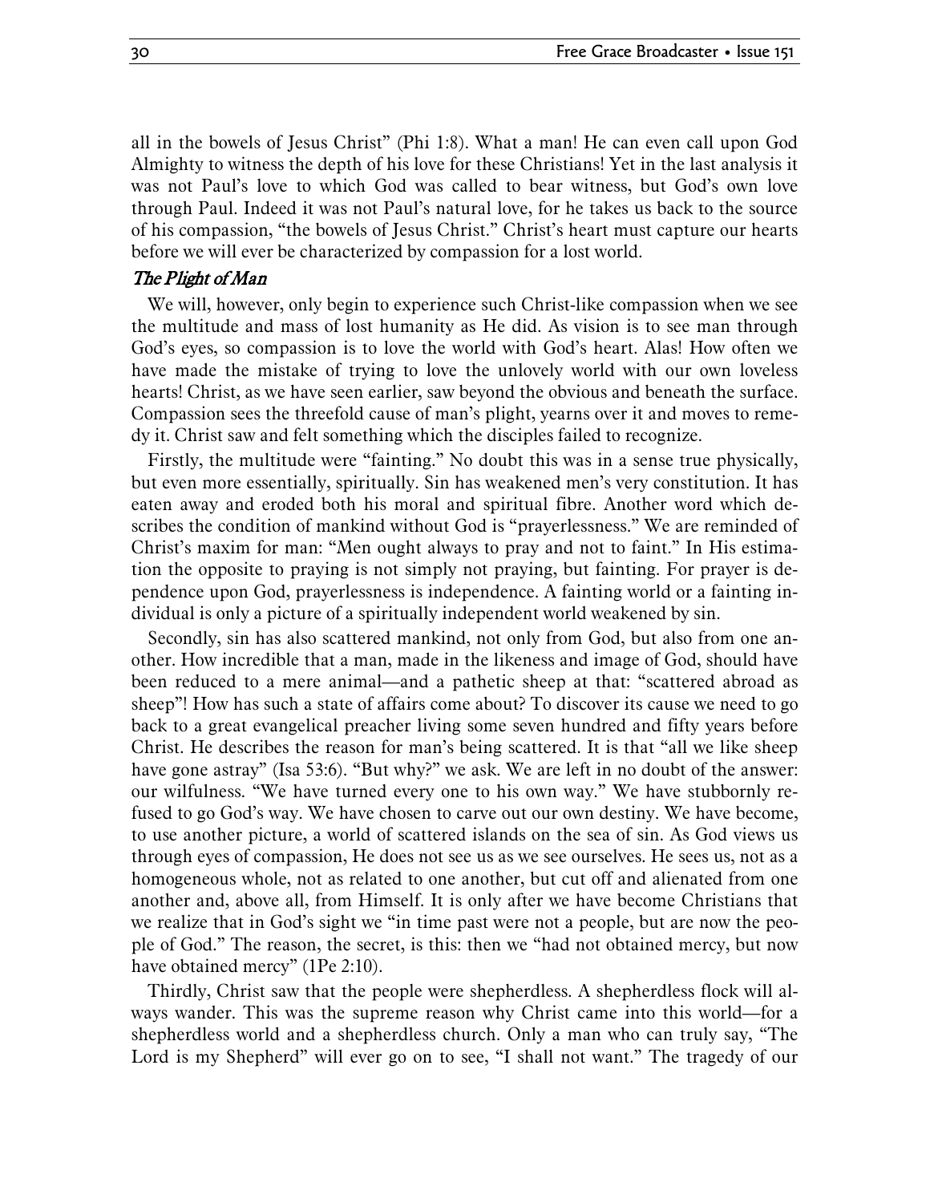all in the bowels of Jesus Christ" (Phi 1:8). What a man! He can even call upon God Almighty to witness the depth of his love for these Christians! Yet in the last analysis it was not Paul's love to which God was called to bear witness, but God's own love through Paul. Indeed it was not Paul's natural love, for he takes us back to the source of his compassion, "the bowels of Jesus Christ." Christ's heart must capture our hearts before we will ever be characterized by compassion for a lost world.

### *The Plight of Man*

We will, however, only begin to experience such Christ-like compassion when we see the multitude and mass of lost humanity as He did. As vision is to see man through God's eyes, so compassion is to love the world with God's heart. Alas! How often we have made the mistake of trying to love the unlovely world with our own loveless hearts! Christ, as we have seen earlier, saw beyond the obvious and beneath the surface. Compassion sees the threefold cause of man's plight, yearns over it and moves to remedy it. Christ saw and felt something which the disciples failed to recognize.

Firstly, the multitude were "fainting." No doubt this was in a sense true physically, but even more essentially, spiritually. Sin has weakened men's very constitution. It has eaten away and eroded both his moral and spiritual fibre. Another word which describes the condition of mankind without God is "prayerlessness." We are reminded of Christ's maxim for man: "Men ought always to pray and not to faint." In His estimation the opposite to praying is not simply not praying, but fainting. For prayer is dependence upon God, prayerlessness is independence. A fainting world or a fainting individual is only a picture of a spiritually independent world weakened by sin.

Secondly, sin has also scattered mankind, not only from God, but also from one another. How incredible that a man, made in the likeness and image of God, should have been reduced to a mere animal—and a pathetic sheep at that: "scattered abroad as sheep"! How has such a state of affairs come about? To discover its cause we need to go back to a great evangelical preacher living some seven hundred and fifty years before Christ. He describes the reason for man's being scattered. It is that "all we like sheep have gone astray" (Isa 53:6). "But why?" we ask. We are left in no doubt of the answer: our wilfulness. "We have turned every one to his own way." We have stubbornly refused to go God's way. We have chosen to carve out our own destiny. We have become, to use another picture, a world of scattered islands on the sea of sin. As God views us through eyes of compassion, He does not see us as we see ourselves. He sees us, not as a homogeneous whole, not as related to one another, but cut off and alienated from one another and, above all, from Himself. It is only after we have become Christians that we realize that in God's sight we "in time past were not a people, but are now the people of God." The reason, the secret, is this: then we "had not obtained mercy, but now have obtained mercy" (1Pe 2:10).

Thirdly, Christ saw that the people were shepherdless. A shepherdless flock will always wander. This was the supreme reason why Christ came into this world—for a shepherdless world and a shepherdless church. Only a man who can truly say, "The Lord is my Shepherd" will ever go on to see, "I shall not want." The tragedy of our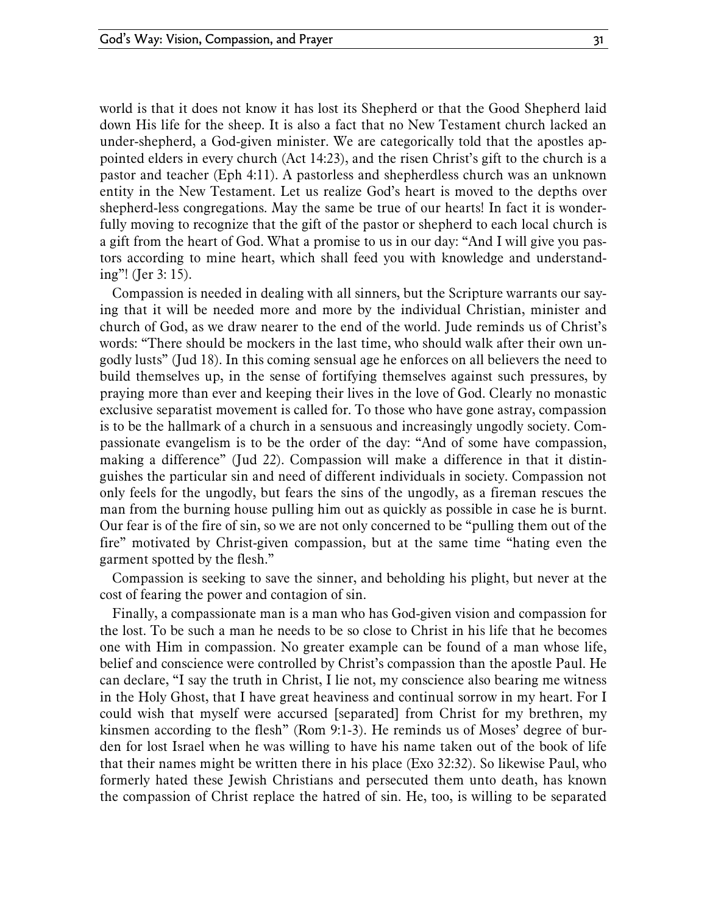world is that it does not know it has lost its Shepherd or that the Good Shepherd laid down His life for the sheep. It is also a fact that no New Testament church lacked an under-shepherd, a God-given minister. We are categorically told that the apostles appointed elders in every church (Act 14:23), and the risen Christ's gift to the church is a pastor and teacher (Eph 4:11). A pastorless and shepherdless church was an unknown entity in the New Testament. Let us realize God's heart is moved to the depths over shepherd-less congregations. May the same be true of our hearts! In fact it is wonderfully moving to recognize that the gift of the pastor or shepherd to each local church is a gift from the heart of God. What a promise to us in our day: "And I will give you pastors according to mine heart, which shall feed you with knowledge and understanding"! (Jer 3: 15).

Compassion is needed in dealing with all sinners, but the Scripture warrants our saying that it will be needed more and more by the individual Christian, minister and church of God, as we draw nearer to the end of the world. Jude reminds us of Christ's words: "There should be mockers in the last time, who should walk after their own ungodly lusts" (Jud 18). In this coming sensual age he enforces on all believers the need to build themselves up, in the sense of fortifying themselves against such pressures, by praying more than ever and keeping their lives in the love of God. Clearly no monastic exclusive separatist movement is called for. To those who have gone astray, compassion is to be the hallmark of a church in a sensuous and increasingly ungodly society. Compassionate evangelism is to be the order of the day: "And of some have compassion, making a difference" (Jud 22). Compassion will make a difference in that it distinguishes the particular sin and need of different individuals in society. Compassion not only feels for the ungodly, but fears the sins of the ungodly, as a fireman rescues the man from the burning house pulling him out as quickly as possible in case he is burnt. Our fear is of the fire of sin, so we are not only concerned to be "pulling them out of the fire" motivated by Christ-given compassion, but at the same time "hating even the garment spotted by the flesh."

Compassion is seeking to save the sinner, and beholding his plight, but never at the cost of fearing the power and contagion of sin.

Finally, a compassionate man is a man who has God-given vision and compassion for the lost. To be such a man he needs to be so close to Christ in his life that he becomes one with Him in compassion. No greater example can be found of a man whose life, belief and conscience were controlled by Christ's compassion than the apostle Paul. He can declare, "I say the truth in Christ, I lie not, my conscience also bearing me witness in the Holy Ghost, that I have great heaviness and continual sorrow in my heart. For I could wish that myself were accursed [separated] from Christ for my brethren, my kinsmen according to the flesh" (Rom 9:1-3). He reminds us of Moses' degree of burden for lost Israel when he was willing to have his name taken out of the book of life that their names might be written there in his place (Exo 32:32). So likewise Paul, who formerly hated these Jewish Christians and persecuted them unto death, has known the compassion of Christ replace the hatred of sin. He, too, is willing to be separated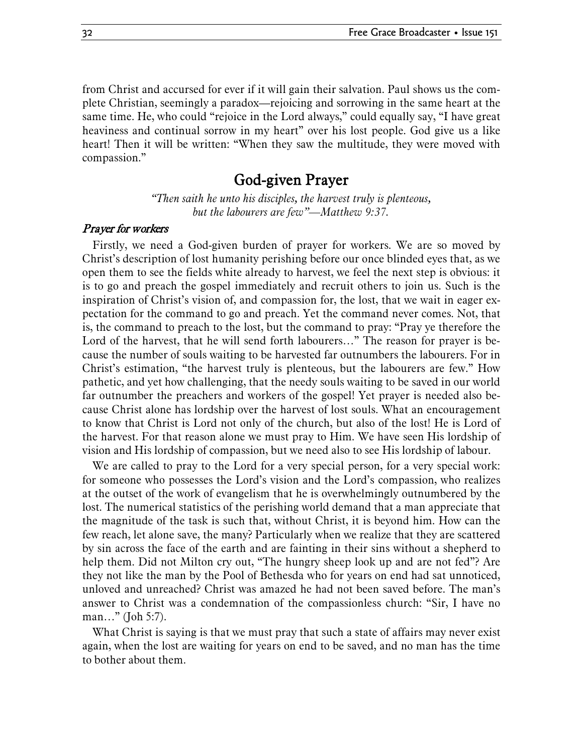from Christ and accursed for ever if it will gain their salvation. Paul shows us the complete Christian, seemingly a paradox—rejoicing and sorrowing in the same heart at the same time. He, who could "rejoice in the Lord always," could equally say, "I have great heaviness and continual sorrow in my heart" over his lost people. God give us a like heart! Then it will be written: "When they saw the multitude, they were moved with compassion."

## God-given Prayer

*"Then saith he unto his disciples, the harvest truly is plenteous, but the labourers are few"—Matthew 9:37.*

### *Prayer for workers*

Firstly, we need a God-given burden of prayer for workers. We are so moved by Christ's description of lost humanity perishing before our once blinded eyes that, as we open them to see the fields white already to harvest, we feel the next step is obvious: it is to go and preach the gospel immediately and recruit others to join us. Such is the inspiration of Christ's vision of, and compassion for, the lost, that we wait in eager expectation for the command to go and preach. Yet the command never comes. Not, that is, the command to preach to the lost, but the command to pray: "Pray ye therefore the Lord of the harvest, that he will send forth labourers…" The reason for prayer is because the number of souls waiting to be harvested far outnumbers the labourers. For in Christ's estimation, "the harvest truly is plenteous, but the labourers are few." How pathetic, and yet how challenging, that the needy souls waiting to be saved in our world far outnumber the preachers and workers of the gospel! Yet prayer is needed also because Christ alone has lordship over the harvest of lost souls. What an encouragement to know that Christ is Lord not only of the church, but also of the lost! He is Lord of the harvest. For that reason alone we must pray to Him. We have seen His lordship of vision and His lordship of compassion, but we need also to see His lordship of labour.

We are called to pray to the Lord for a very special person, for a very special work: for someone who possesses the Lord's vision and the Lord's compassion, who realizes at the outset of the work of evangelism that he is overwhelmingly outnumbered by the lost. The numerical statistics of the perishing world demand that a man appreciate that the magnitude of the task is such that, without Christ, it is beyond him. How can the few reach, let alone save, the many? Particularly when we realize that they are scattered by sin across the face of the earth and are fainting in their sins without a shepherd to help them. Did not Milton cry out, "The hungry sheep look up and are not fed"? Are they not like the man by the Pool of Bethesda who for years on end had sat unnoticed, unloved and unreached? Christ was amazed he had not been saved before. The man's answer to Christ was a condemnation of the compassionless church: "Sir, I have no man…" (Joh 5:7).

What Christ is saying is that we must pray that such a state of affairs may never exist again, when the lost are waiting for years on end to be saved, and no man has the time to bother about them.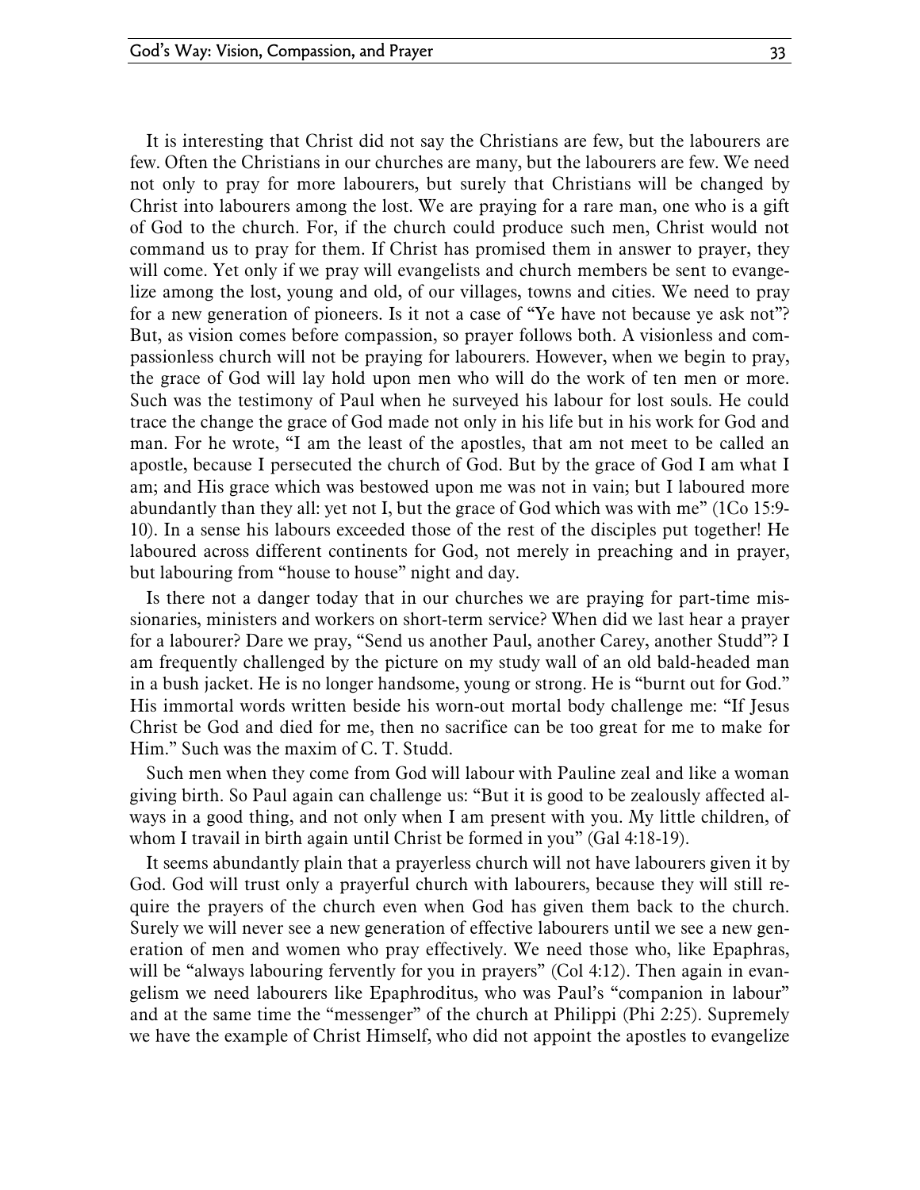It is interesting that Christ did not say the Christians are few, but the labourers are few. Often the Christians in our churches are many, but the labourers are few. We need not only to pray for more labourers, but surely that Christians will be changed by Christ into labourers among the lost. We are praying for a rare man, one who is a gift of God to the church. For, if the church could produce such men, Christ would not command us to pray for them. If Christ has promised them in answer to prayer, they will come. Yet only if we pray will evangelists and church members be sent to evangelize among the lost, young and old, of our villages, towns and cities. We need to pray for a new generation of pioneers. Is it not a case of "Ye have not because ye ask not"? But, as vision comes before compassion, so prayer follows both. A visionless and compassionless church will not be praying for labourers. However, when we begin to pray, the grace of God will lay hold upon men who will do the work of ten men or more. Such was the testimony of Paul when he surveyed his labour for lost souls. He could trace the change the grace of God made not only in his life but in his work for God and man. For he wrote, "I am the least of the apostles, that am not meet to be called an apostle, because I persecuted the church of God. But by the grace of God I am what I am; and His grace which was bestowed upon me was not in vain; but I laboured more abundantly than they all: yet not I, but the grace of God which was with me" (1Co 15:9-10). In a sense his labours exceeded those of the rest of the disciples put together! He laboured across different continents for God, not merely in preaching and in prayer, but labouring from "house to house" night and day.

Is there not a danger today that in our churches we are praying for part-time missionaries, ministers and workers on short-term service? When did we last hear a prayer for a labourer? Dare we pray, "Send us another Paul, another Carey, another Studd"? I am frequently challenged by the picture on my study wall of an old bald-headed man in a bush jacket. He is no longer handsome, young or strong. He is "burnt out for God." His immortal words written beside his worn-out mortal body challenge me: "If Jesus Christ be God and died for me, then no sacrifice can be too great for me to make for Him." Such was the maxim of C. T. Studd.

Such men when they come from God will labour with Pauline zeal and like a woman giving birth. So Paul again can challenge us: "But it is good to be zealously affected always in a good thing, and not only when I am present with you. My little children, of whom I travail in birth again until Christ be formed in you" (Gal 4:18-19).

It seems abundantly plain that a prayerless church will not have labourers given it by God. God will trust only a prayerful church with labourers, because they will still require the prayers of the church even when God has given them back to the church. Surely we will never see a new generation of effective labourers until we see a new generation of men and women who pray effectively. We need those who, like Epaphras, will be "always labouring fervently for you in prayers" (Col 4:12). Then again in evangelism we need labourers like Epaphroditus, who was Paul's "companion in labour" and at the same time the "messenger" of the church at Philippi (Phi 2:25). Supremely we have the example of Christ Himself, who did not appoint the apostles to evangelize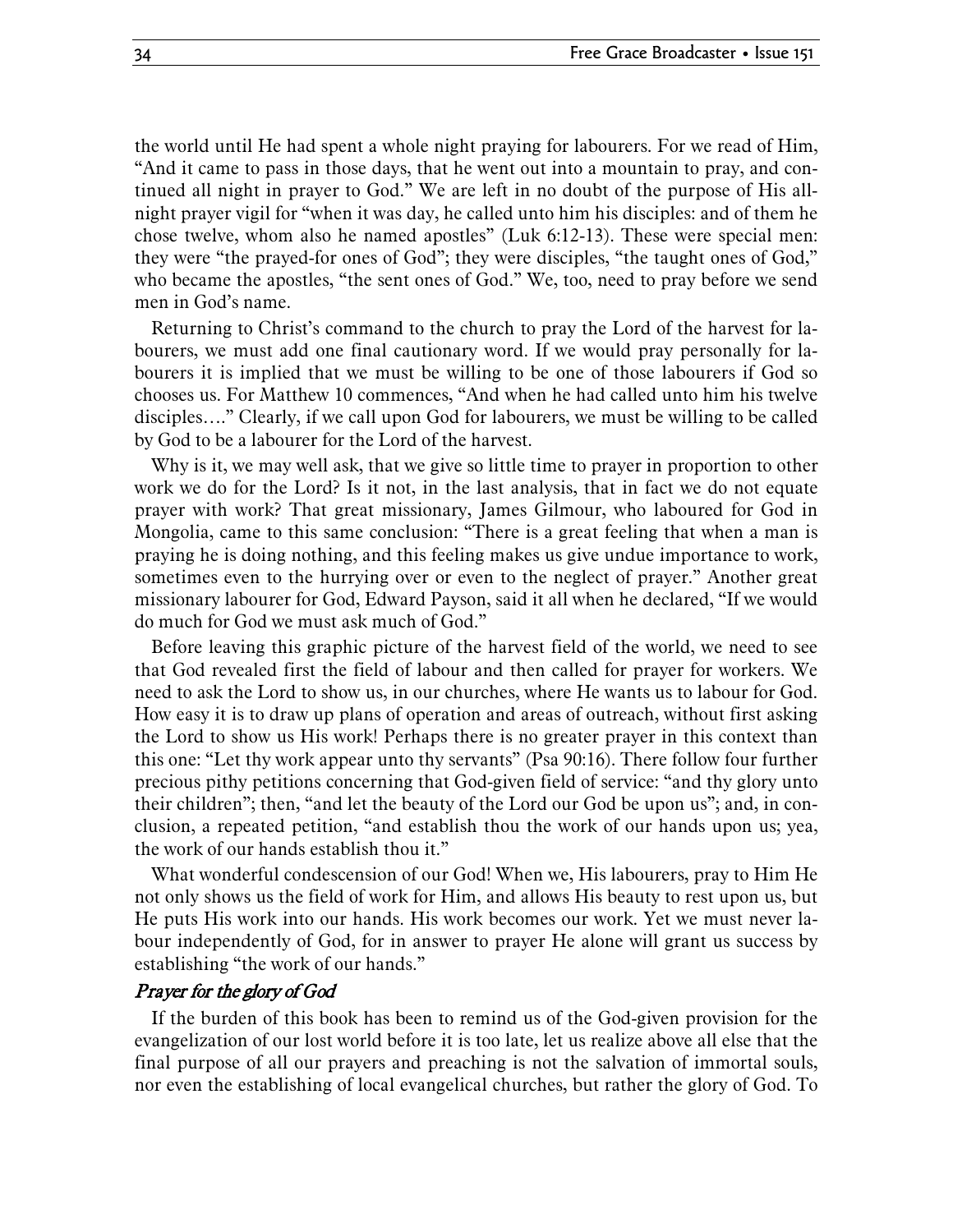the world until He had spent a whole night praying for labourers. For we read of Him, "And it came to pass in those days, that he went out into a mountain to pray, and continued all night in prayer to God." We are left in no doubt of the purpose of His all-night prayer vigil for "when it was day, he called unto him his disciples: and of them he chose twelve, whom also he named apostles" (Luk 6:12-13). These were special men: they were "the prayed-for ones of God"; they were disciples, "the taught ones of God," who became the apostles, "the sent ones of God." We, too, need to pray before we send men in God's name.

Returning to Christ's command to the church to pray the Lord of the harvest for labourers, we must add one final cautionary word. If we would pray personally for labourers it is implied that we must be willing to be one of those labourers if God so chooses us. For Matthew 10 commences, "And when he had called unto him his twelve disciples…." Clearly, if we call upon God for labourers, we must be willing to be called by God to be a labourer for the Lord of the harvest.

Why is it, we may well ask, that we give so little time to prayer in proportion to other work we do for the Lord? Is it not, in the last analysis, that in fact we do not equate prayer with work? That great missionary, James Gilmour, who laboured for God in Mongolia, came to this same conclusion: "There is a great feeling that when a man is praying he is doing nothing, and this feeling makes us give undue importance to work, sometimes even to the hurrying over or even to the neglect of prayer." Another great missionary labourer for God, Edward Payson, said it all when he declared, "If we would do much for God we must ask much of God."

Before leaving this graphic picture of the harvest field of the world, we need to see that God revealed first the field of labour and then called for prayer for workers. We need to ask the Lord to show us, in our churches, where He wants us to labour for God. How easy it is to draw up plans of operation and areas of outreach, without first asking the Lord to show us His work! Perhaps there is no greater prayer in this context than this one: "Let thy work appear unto thy servants" (Psa 90:16). There follow four further precious pithy petitions concerning that God-given field of service: "and thy glory unto their children"; then, "and let the beauty of the Lord our God be upon us"; and, in conclusion, a repeated petition, "and establish thou the work of our hands upon us; yea, the work of our hands establish thou it."

What wonderful condescension of our God! When we, His labourers, pray to Him He not only shows us the field of work for Him, and allows His beauty to rest upon us, but He puts His work into our hands. His work becomes our work. Yet we must never labour independently of God, for in answer to prayer He alone will grant us success by establishing "the work of our hands."

### *Prayer for the glory of God*

If the burden of this book has been to remind us of the God-given provision for the evangelization of our lost world before it is too late, let us realize above all else that the final purpose of all our prayers and preaching is not the salvation of immortal souls, nor even the establishing of local evangelical churches, but rather the glory of God. To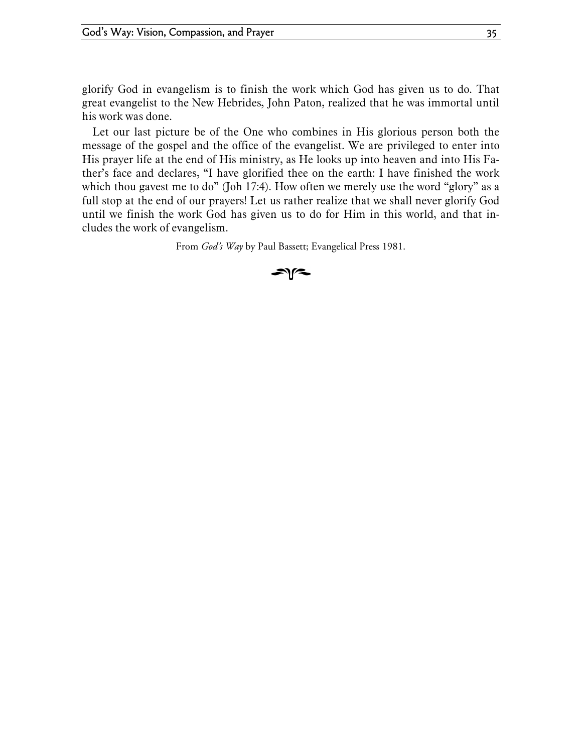glorify God in evangelism is to finish the work which God has given us to do. That great evangelist to the New Hebrides, John Paton, realized that he was immortal until his work was done.

Let our last picture be of the One who combines in His glorious person both the message of the gospel and the office of the evangelist. We are privileged to enter into His prayer life at the end of His ministry, as He looks up into heaven and into His Father's face and declares, "I have glorified thee on the earth: I have finished the work which thou gavest me to do" (Joh 17:4). How often we merely use the word "glory" as a full stop at the end of our prayers! Let us rather realize that we shall never glorify God until we finish the work God has given us to do for Him in this world, and that includes the work of evangelism.

From *God's Way* by Paul Bassett; Evangelical Press 1981.